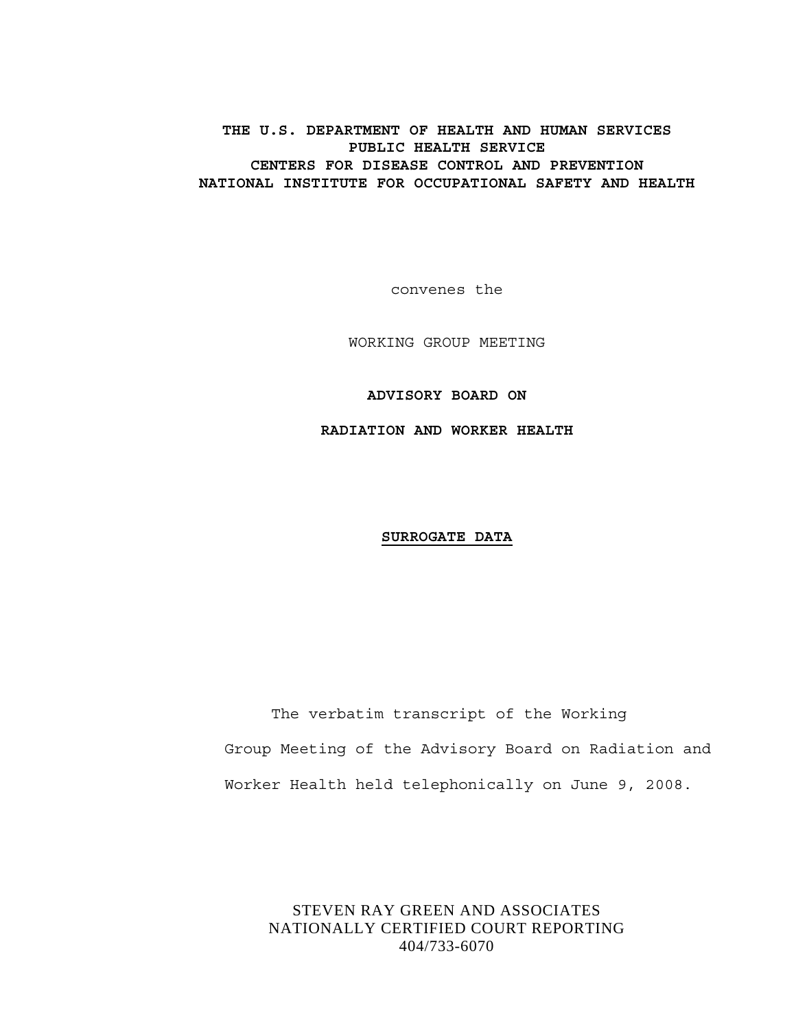**THE U.S. DEPARTMENT OF HEALTH AND HUMAN SERVICES**
**PUBLIC HEALTH SERVICE**
**CENTERS FOR DISEASE CONTROL AND PREVENTION**
**NATIONAL INSTITUTE FOR OCCUPATIONAL SAFETY AND HEALTH**

convenes the

WORKING GROUP MEETING

**ADVISORY BOARD ON**

**RADIATION AND WORKER HEALTH**

**SURROGATE DATA**

The verbatim transcript of the Working Group Meeting of the Advisory Board on Radiation and Worker Health held telephonically on June 9, 2008.

STEVEN RAY GREEN AND ASSOCIATES
NATIONALLY CERTIFIED COURT REPORTING
404/733-6070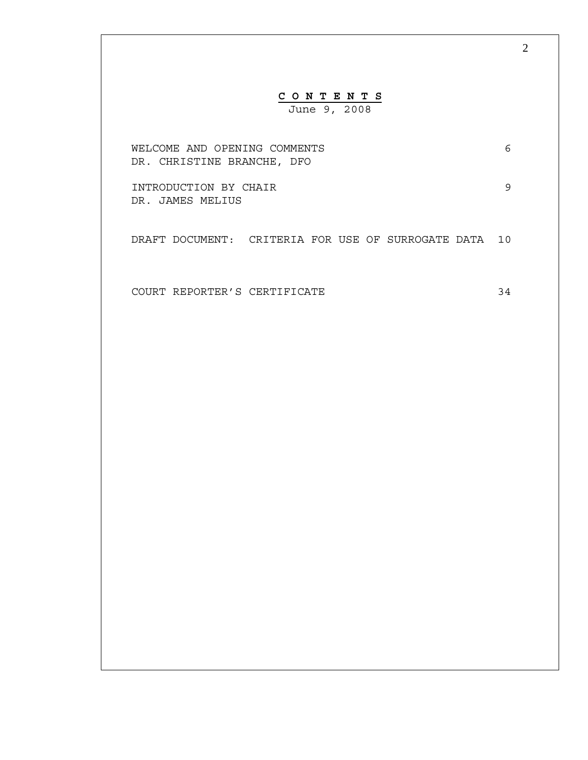# CONTENTS

June 9, 2008

| | |
|---|---|
| WELCOME AND OPENING COMMENTS<br>DR. CHRISTINE BRANCHE, DFO | 6 |
| INTRODUCTION BY CHAIR<br>DR. JAMES MELIUS | 9 |
| DRAFT DOCUMENT: CRITERIA FOR USE OF SURROGATE DATA | 10 |
| COURT REPORTER'S CERTIFICATE | 34 |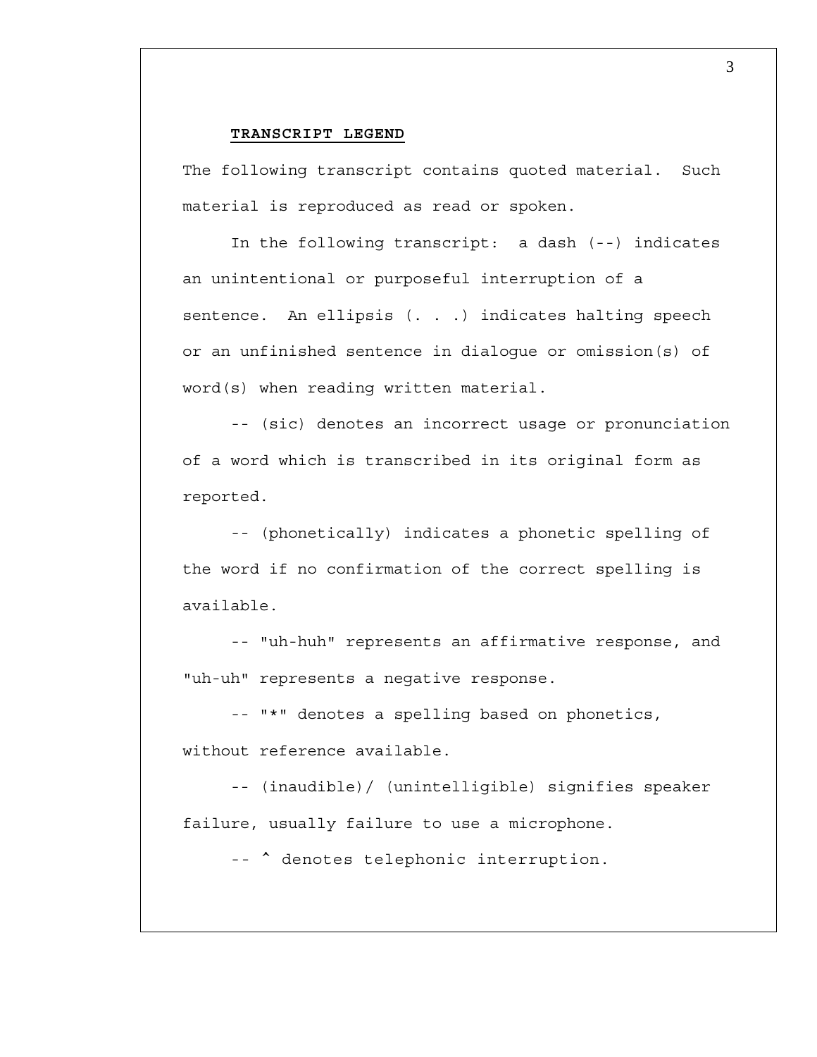**TRANSCRIPT LEGEND**

The following transcript contains quoted material. Such material is reproduced as read or spoken.

In the following transcript: a dash (--) indicates an unintentional or purposeful interruption of a sentence. An ellipsis (. . .) indicates halting speech or an unfinished sentence in dialogue or omission(s) of word(s) when reading written material.

-- (sic) denotes an incorrect usage or pronunciation of a word which is transcribed in its original form as reported.

-- (phonetically) indicates a phonetic spelling of the word if no confirmation of the correct spelling is available.

-- "uh-huh" represents an affirmative response, and "uh-uh" represents a negative response.

-- "*" denotes a spelling based on phonetics, without reference available.

-- (inaudible)/ (unintelligible) signifies speaker failure, usually failure to use a microphone.

-- ^ denotes telephonic interruption.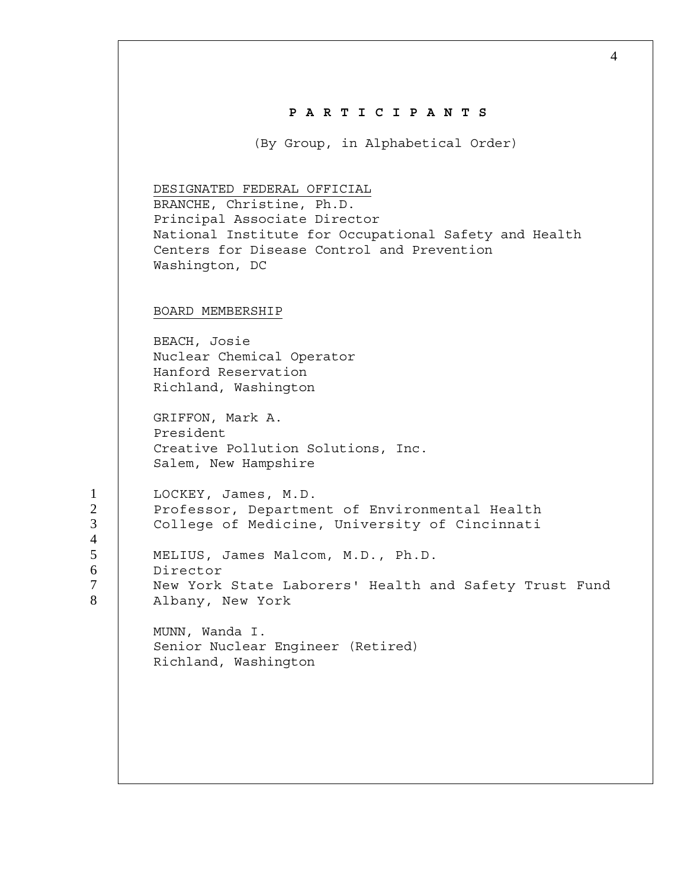# P A R T I C I P A N T S

(By Group, in Alphabetical Order)

DESIGNATED FEDERAL OFFICIAL

BRANCHE, Christine, Ph.D.
Principal Associate Director
National Institute for Occupational Safety and Health
Centers for Disease Control and Prevention
Washington, DC

BOARD MEMBERSHIP

BEACH, Josie
Nuclear Chemical Operator
Hanford Reservation
Richland, Washington

GRIFFON, Mark A.
President
Creative Pollution Solutions, Inc.
Salem, New Hampshire

LOCKEY, James, M.D.
Professor, Department of Environmental Health
College of Medicine, University of Cincinnati

MELIUS, James Malcom, M.D., Ph.D.
Director
New York State Laborers' Health and Safety Trust Fund
Albany, New York

MUNN, Wanda I.
Senior Nuclear Engineer (Retired)
Richland, Washington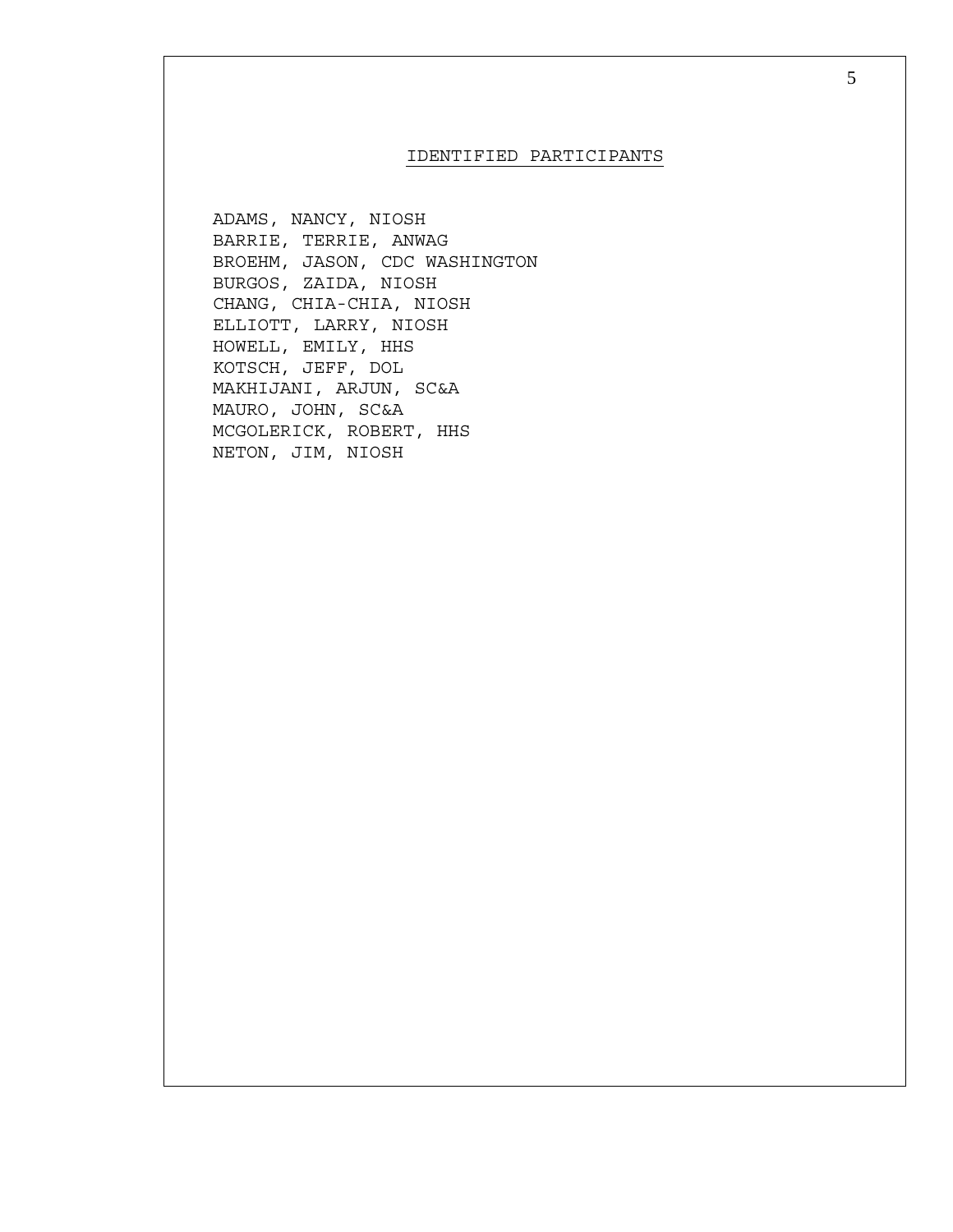## IDENTIFIED PARTICIPANTS

ADAMS, NANCY, NIOSH
BARRIE, TERRIE, ANWAG
BROEHM, JASON, CDC WASHINGTON
BURGOS, ZAIDA, NIOSH
CHANG, CHIA-CHIA, NIOSH
ELLIOTT, LARRY, NIOSH
HOWELL, EMILY, HHS
KOTSCH, JEFF, DOL
MAKHIJANI, ARJUN, SC&A
MAURO, JOHN, SC&A
MCGOLERICK, ROBERT, HHS
NETON, JIM, NIOSH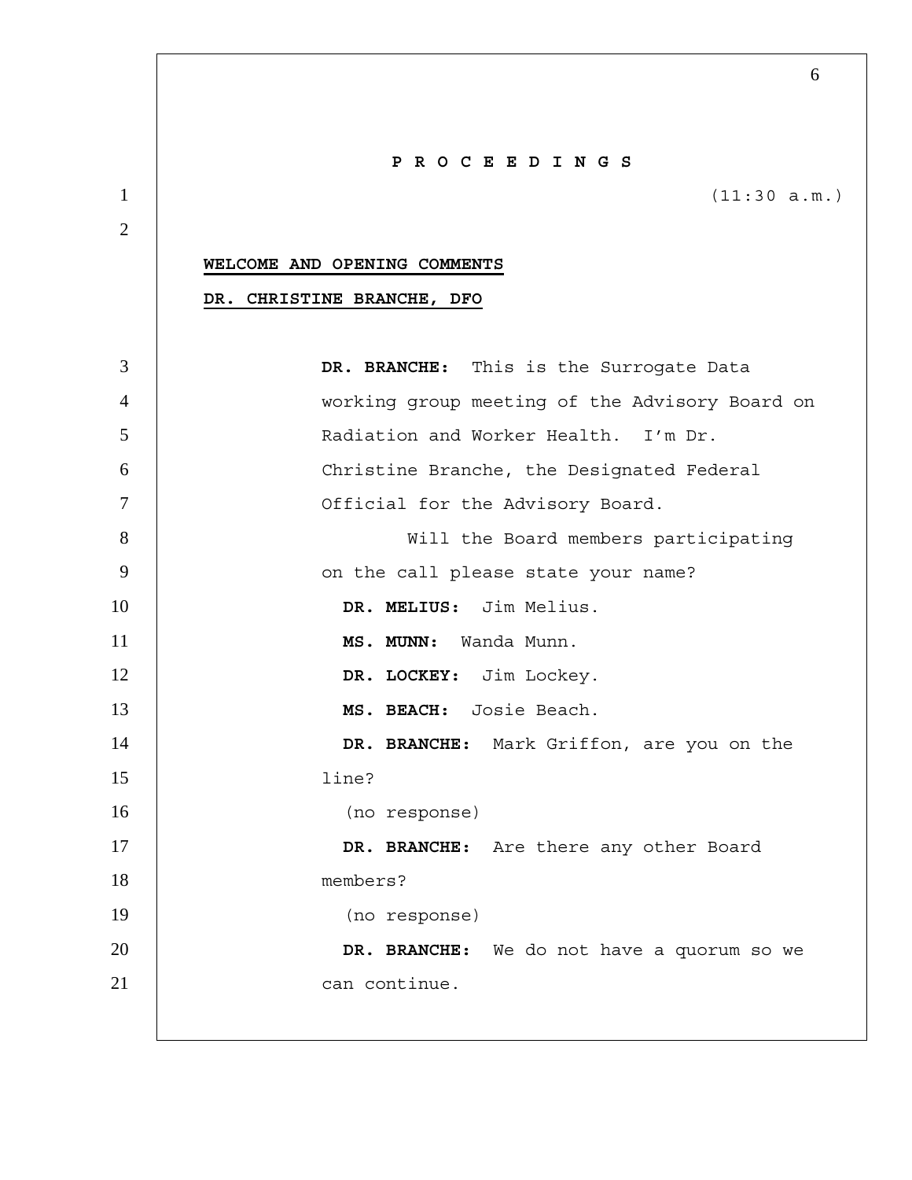# P R O C E E D I N G S

(11:30 a.m.)

**WELCOME AND OPENING COMMENTS**

**DR. CHRISTINE BRANCHE, DFO**

**DR. BRANCHE:** This is the Surrogate Data working group meeting of the Advisory Board on Radiation and Worker Health. I'm Dr. Christine Branche, the Designated Federal Official for the Advisory Board.

Will the Board members participating on the call please state your name?

**DR. MELIUS:** Jim Melius.

**MS. MUNN:** Wanda Munn.

**DR. LOCKEY:** Jim Lockey.

**MS. BEACH:** Josie Beach.

**DR. BRANCHE:** Mark Griffon, are you on the line?

(no response)

**DR. BRANCHE:** Are there any other Board members?

(no response)

**DR. BRANCHE:** We do not have a quorum so we can continue.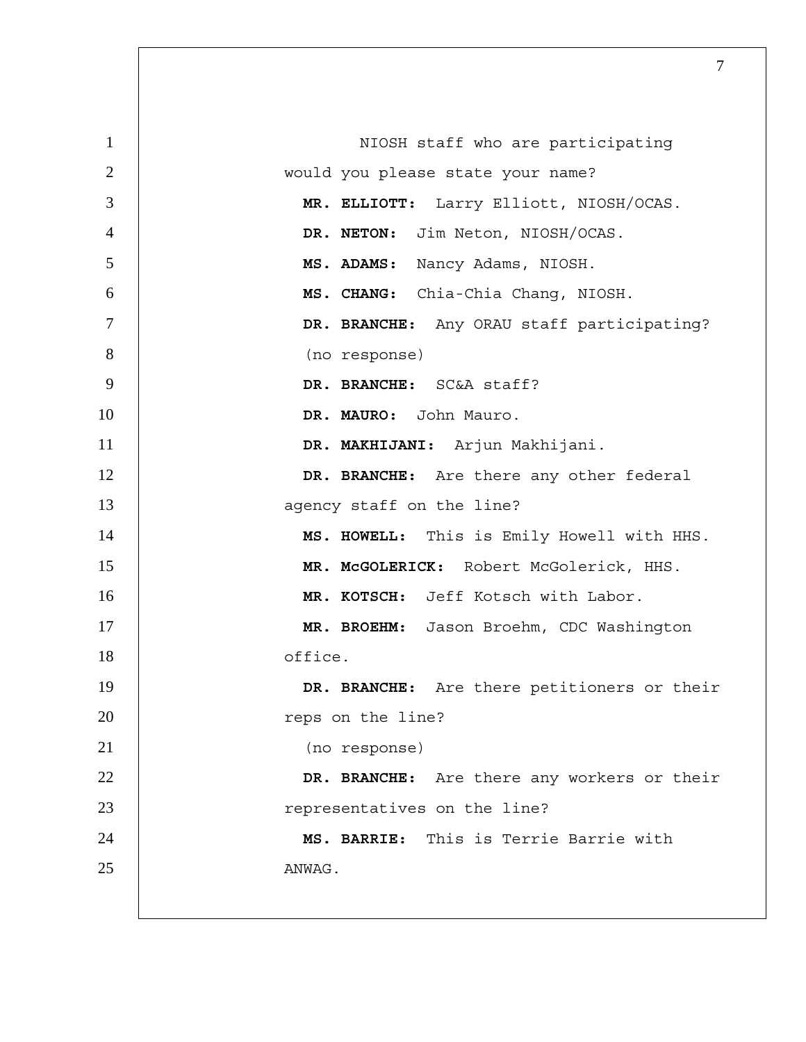NIOSH staff who are participating would you please state your name?

**MR. ELLIOTT:** Larry Elliott, NIOSH/OCAS.

**DR. NETON:** Jim Neton, NIOSH/OCAS.

**MS. ADAMS:** Nancy Adams, NIOSH.

**MS. CHANG:** Chia-Chia Chang, NIOSH.

**DR. BRANCHE:** Any ORAU staff participating?

(no response)

**DR. BRANCHE:** SC&A staff?

**DR. MAURO:** John Mauro.

**DR. MAKHIJANI:** Arjun Makhijani.

**DR. BRANCHE:** Are there any other federal agency staff on the line?

**MS. HOWELL:** This is Emily Howell with HHS.

**MR. McGOLERICK:** Robert McGolerick, HHS.

**MR. KOTSCH:** Jeff Kotsch with Labor.

**MR. BROEHM:** Jason Broehm, CDC Washington office.

**DR. BRANCHE:** Are there petitioners or their reps on the line?

(no response)

**DR. BRANCHE:** Are there any workers or their representatives on the line?

**MS. BARRIE:** This is Terrie Barrie with ANWAG.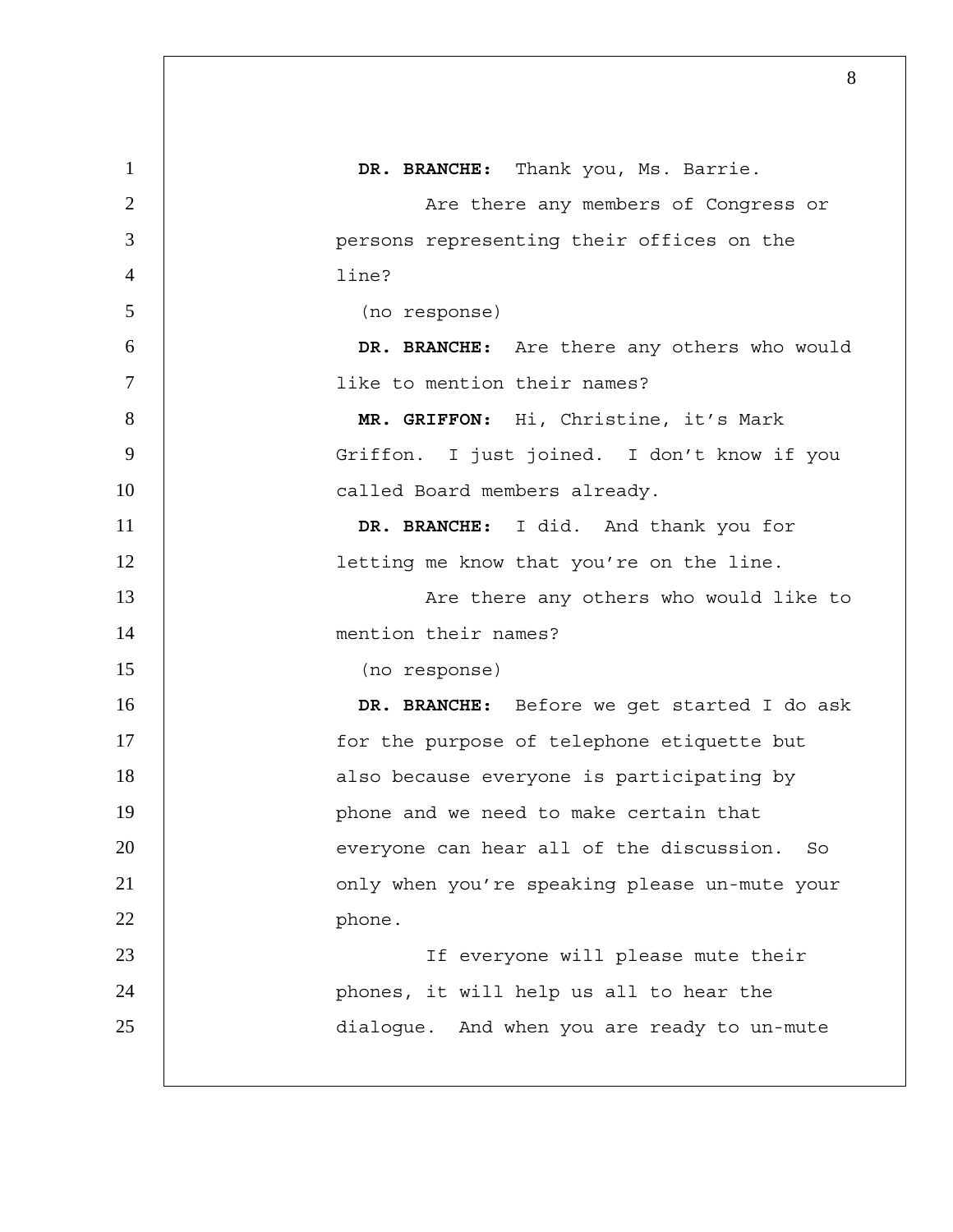**DR. BRANCHE:** Thank you, Ms. Barrie.

Are there any members of Congress or persons representing their offices on the line?

(no response)

**DR. BRANCHE:** Are there any others who would like to mention their names?

**MR. GRIFFON:** Hi, Christine, it's Mark Griffon. I just joined. I don't know if you called Board members already.

**DR. BRANCHE:** I did. And thank you for letting me know that you're on the line.

Are there any others who would like to mention their names?

(no response)

**DR. BRANCHE:** Before we get started I do ask for the purpose of telephone etiquette but also because everyone is participating by phone and we need to make certain that everyone can hear all of the discussion. So only when you're speaking please un-mute your phone.

If everyone will please mute their phones, it will help us all to hear the dialogue. And when you are ready to un-mute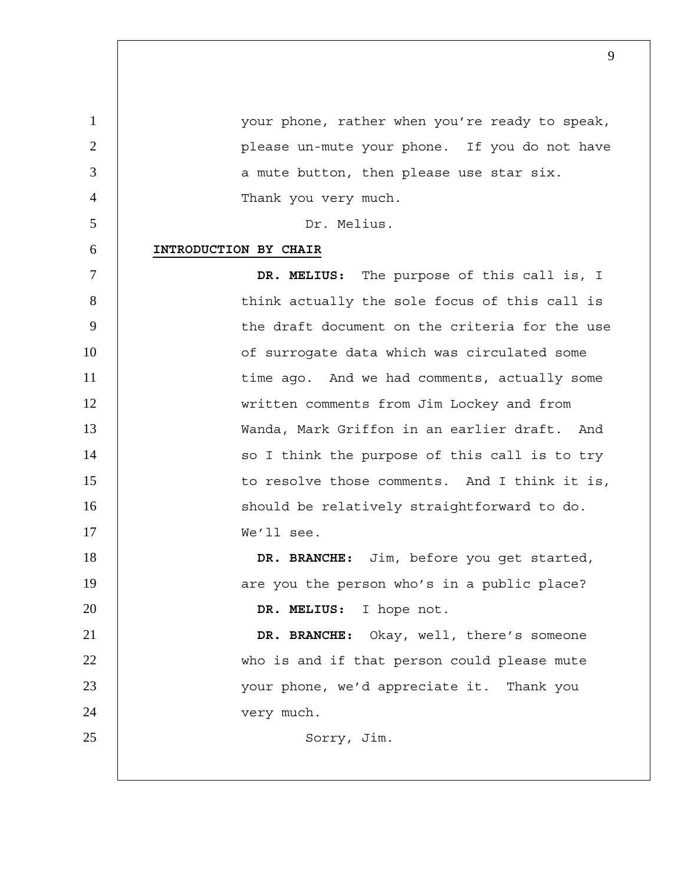your phone, rather when you're ready to speak, please un-mute your phone. If you do not have a mute button, then please use star six. Thank you very much.

Dr. Melius.

## INTRODUCTION BY CHAIR

**DR. MELIUS:** The purpose of this call is, I think actually the sole focus of this call is the draft document on the criteria for the use of surrogate data which was circulated some time ago. And we had comments, actually some written comments from Jim Lockey and from Wanda, Mark Griffon in an earlier draft. And so I think the purpose of this call is to try to resolve those comments. And I think it is, should be relatively straightforward to do. We'll see.

**DR. BRANCHE:** Jim, before you get started, are you the person who's in a public place?

**DR. MELIUS:** I hope not.

**DR. BRANCHE:** Okay, well, there's someone who is and if that person could please mute your phone, we'd appreciate it. Thank you very much.

Sorry, Jim.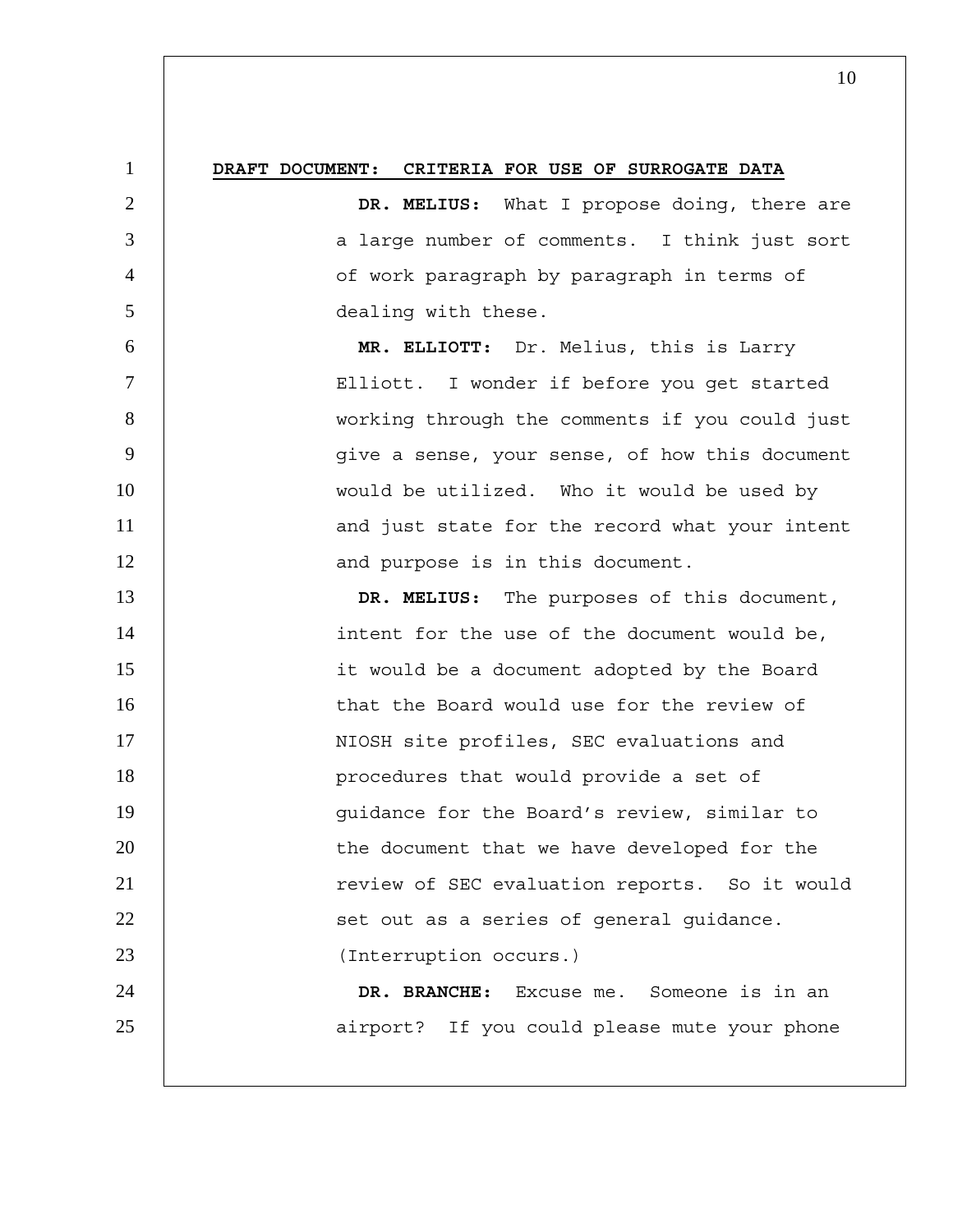**DRAFT DOCUMENT: CRITERIA FOR USE OF SURROGATE DATA**

**DR. MELIUS:** What I propose doing, there are a large number of comments. I think just sort of work paragraph by paragraph in terms of dealing with these.

**MR. ELLIOTT:** Dr. Melius, this is Larry Elliott. I wonder if before you get started working through the comments if you could just give a sense, your sense, of how this document would be utilized. Who it would be used by and just state for the record what your intent and purpose is in this document.

**DR. MELIUS:** The purposes of this document, intent for the use of the document would be, it would be a document adopted by the Board that the Board would use for the review of NIOSH site profiles, SEC evaluations and procedures that would provide a set of guidance for the Board's review, similar to the document that we have developed for the review of SEC evaluation reports. So it would set out as a series of general guidance. (Interruption occurs.)

**DR. BRANCHE:** Excuse me. Someone is in an airport? If you could please mute your phone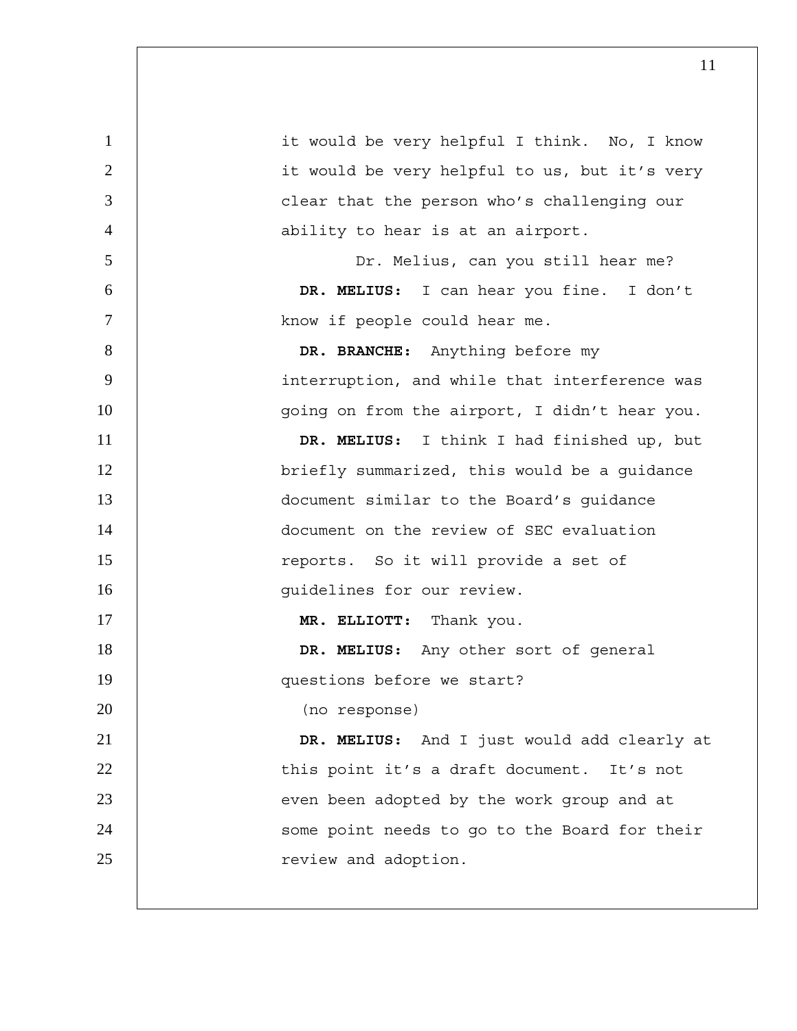it would be very helpful I think. No, I know it would be very helpful to us, but it's very clear that the person who's challenging our ability to hear is at an airport.

Dr. Melius, can you still hear me?

**DR. MELIUS:** I can hear you fine. I don't know if people could hear me.

**DR. BRANCHE:** Anything before my interruption, and while that interference was going on from the airport, I didn't hear you.

**DR. MELIUS:** I think I had finished up, but briefly summarized, this would be a guidance document similar to the Board's guidance document on the review of SEC evaluation reports. So it will provide a set of guidelines for our review.

**MR. ELLIOTT:** Thank you.

**DR. MELIUS:** Any other sort of general questions before we start?

(no response)

**DR. MELIUS:** And I just would add clearly at this point it's a draft document. It's not even been adopted by the work group and at some point needs to go to the Board for their review and adoption.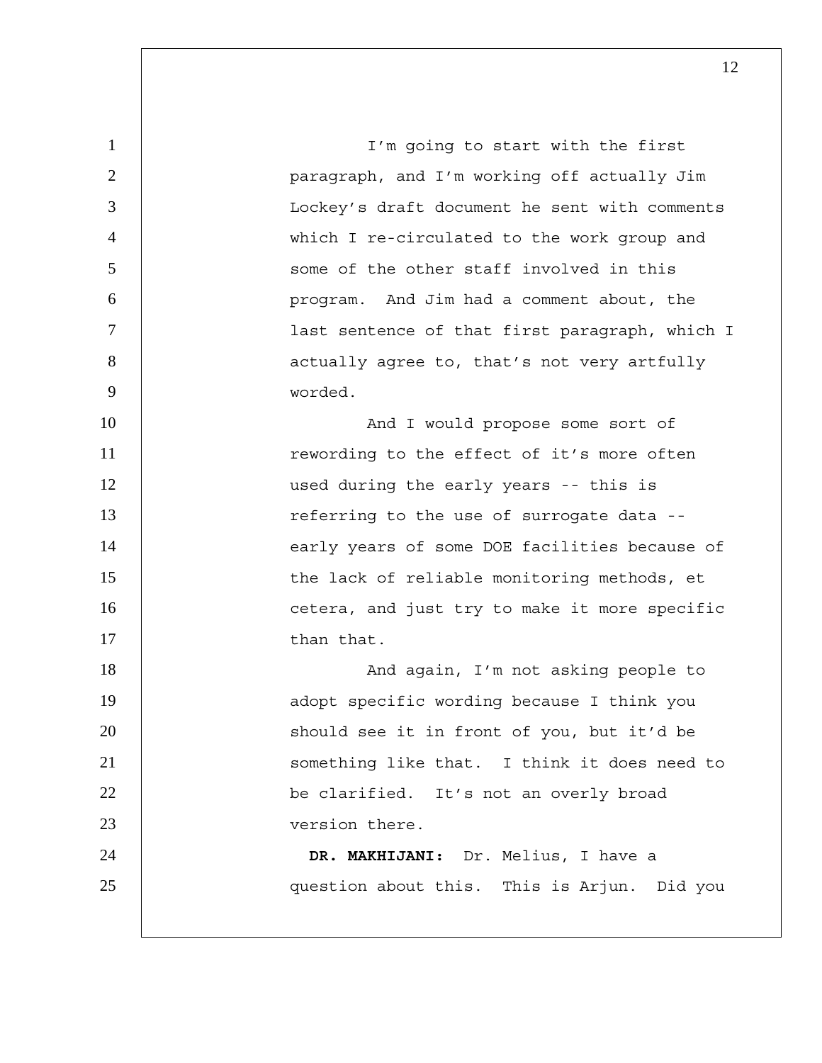I'm going to start with the first paragraph, and I'm working off actually Jim Lockey's draft document he sent with comments which I re-circulated to the work group and some of the other staff involved in this program. And Jim had a comment about, the last sentence of that first paragraph, which I actually agree to, that's not very artfully worded.

And I would propose some sort of rewording to the effect of it's more often used during the early years -- this is referring to the use of surrogate data -- early years of some DOE facilities because of the lack of reliable monitoring methods, et cetera, and just try to make it more specific than that.

And again, I'm not asking people to adopt specific wording because I think you should see it in front of you, but it'd be something like that. I think it does need to be clarified. It's not an overly broad version there.

**DR. MAKHIJANI:** Dr. Melius, I have a question about this. This is Arjun. Did you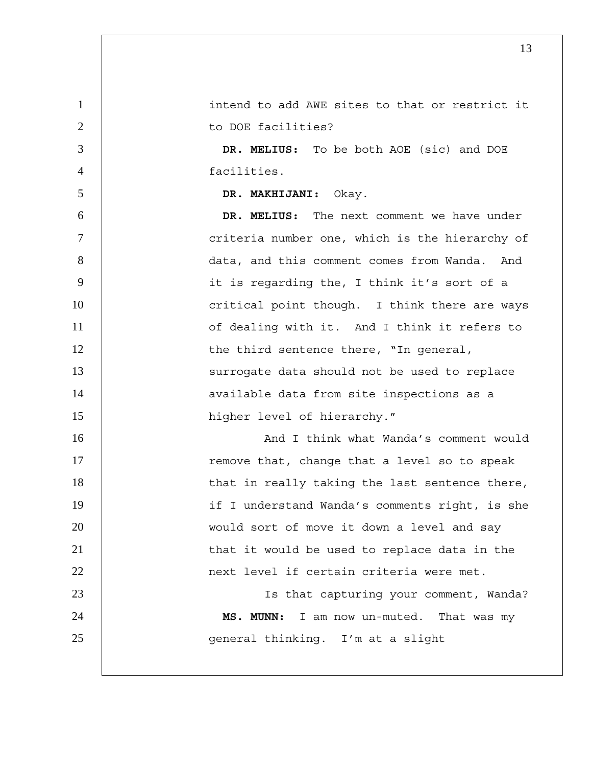intend to add AWE sites to that or restrict it to DOE facilities?

**DR. MELIUS:** To be both AOE (sic) and DOE facilities.

**DR. MAKHIJANI:** Okay.

**DR. MELIUS:** The next comment we have under criteria number one, which is the hierarchy of data, and this comment comes from Wanda. And it is regarding the, I think it's sort of a critical point though. I think there are ways of dealing with it. And I think it refers to the third sentence there, "In general, surrogate data should not be used to replace available data from site inspections as a higher level of hierarchy."

And I think what Wanda's comment would remove that, change that a level so to speak that in really taking the last sentence there, if I understand Wanda's comments right, is she would sort of move it down a level and say that it would be used to replace data in the next level if certain criteria were met.

Is that capturing your comment, Wanda?

**MS. MUNN:** I am now un-muted. That was my general thinking. I'm at a slight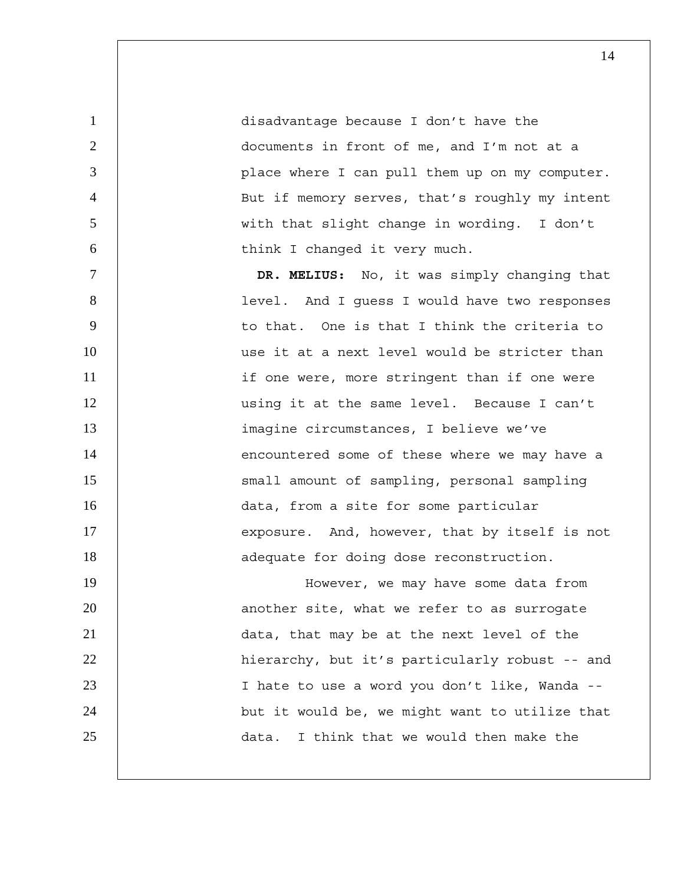disadvantage because I don't have the documents in front of me, and I'm not at a place where I can pull them up on my computer. But if memory serves, that's roughly my intent with that slight change in wording. I don't think I changed it very much.

**DR. MELIUS:** No, it was simply changing that level. And I guess I would have two responses to that. One is that I think the criteria to use it at a next level would be stricter than if one were, more stringent than if one were using it at the same level. Because I can't imagine circumstances, I believe we've encountered some of these where we may have a small amount of sampling, personal sampling data, from a site for some particular exposure. And, however, that by itself is not adequate for doing dose reconstruction.

However, we may have some data from another site, what we refer to as surrogate data, that may be at the next level of the hierarchy, but it's particularly robust -- and I hate to use a word you don't like, Wanda -- but it would be, we might want to utilize that data. I think that we would then make the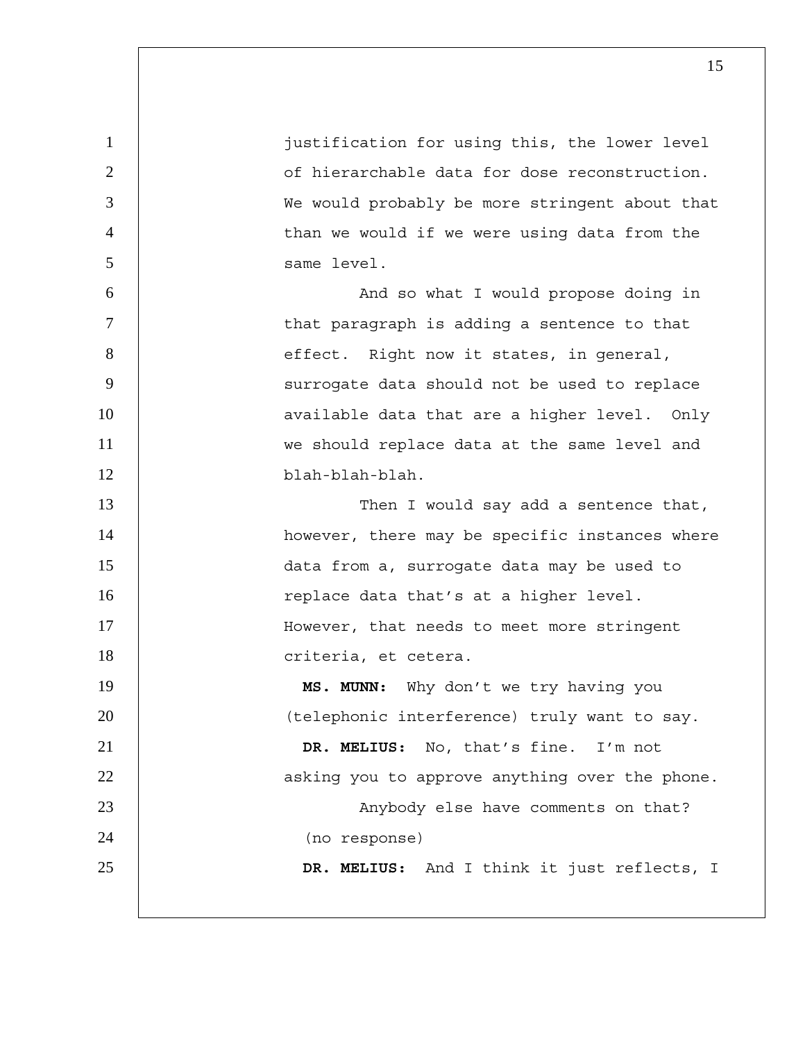justification for using this, the lower level of hierarchable data for dose reconstruction. We would probably be more stringent about that than we would if we were using data from the same level.

And so what I would propose doing in that paragraph is adding a sentence to that effect. Right now it states, in general, surrogate data should not be used to replace available data that are a higher level. Only we should replace data at the same level and blah-blah-blah.

Then I would say add a sentence that, however, there may be specific instances where data from a, surrogate data may be used to replace data that's at a higher level. However, that needs to meet more stringent criteria, et cetera.

**MS. MUNN:** Why don't we try having you (telephonic interference) truly want to say.

**DR. MELIUS:** No, that's fine. I'm not asking you to approve anything over the phone.

Anybody else have comments on that?

(no response)

**DR. MELIUS:** And I think it just reflects, I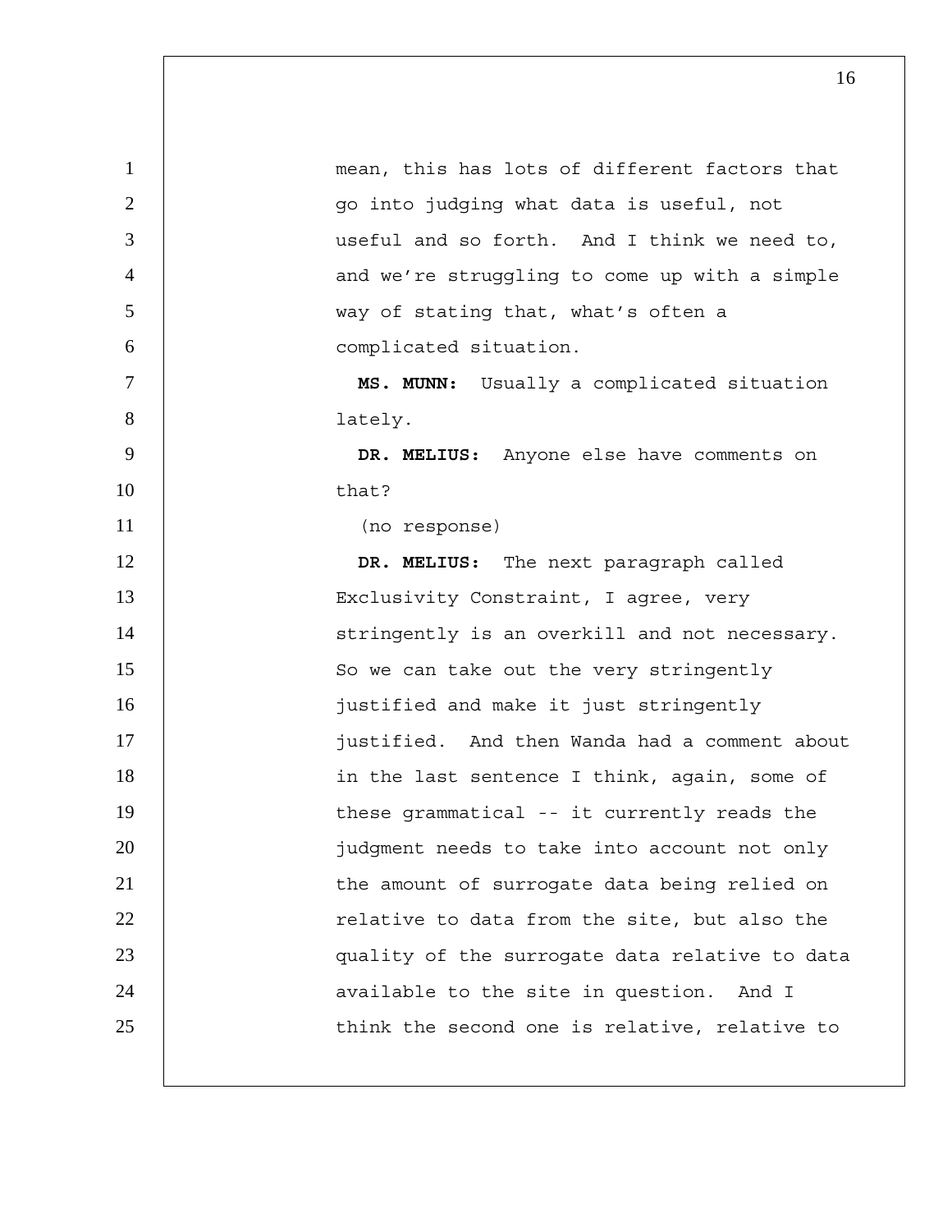mean, this has lots of different factors that go into judging what data is useful, not useful and so forth. And I think we need to, and we're struggling to come up with a simple way of stating that, what's often a complicated situation.

**MS. MUNN:** Usually a complicated situation lately.

**DR. MELIUS:** Anyone else have comments on that?

(no response)

**DR. MELIUS:** The next paragraph called Exclusivity Constraint, I agree, very stringently is an overkill and not necessary. So we can take out the very stringently justified and make it just stringently justified. And then Wanda had a comment about in the last sentence I think, again, some of these grammatical -- it currently reads the judgment needs to take into account not only the amount of surrogate data being relied on relative to data from the site, but also the quality of the surrogate data relative to data available to the site in question. And I think the second one is relative, relative to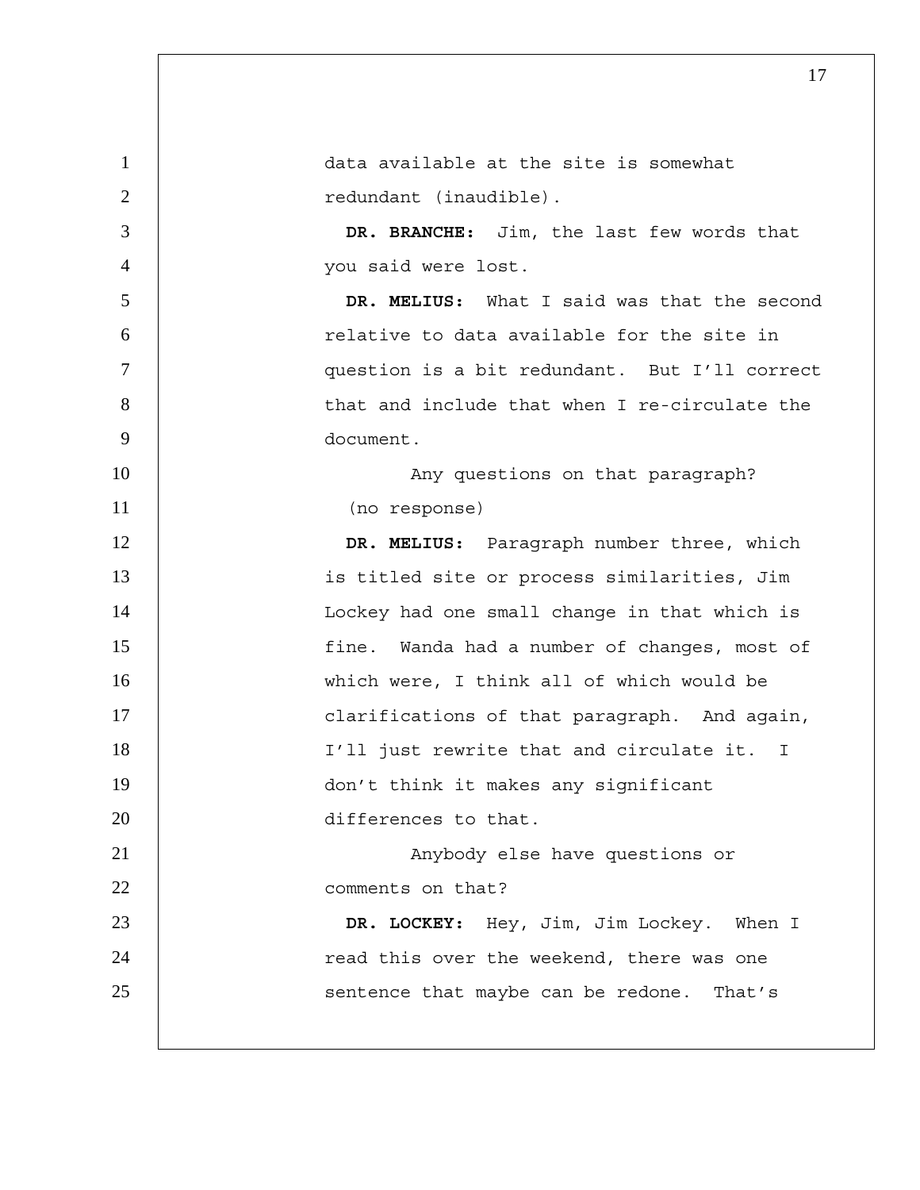data available at the site is somewhat redundant (inaudible).

**DR. BRANCHE:** Jim, the last few words that you said were lost.

**DR. MELIUS:** What I said was that the second relative to data available for the site in question is a bit redundant. But I'll correct that and include that when I re-circulate the document.

Any questions on that paragraph?

(no response)

**DR. MELIUS:** Paragraph number three, which is titled site or process similarities, Jim Lockey had one small change in that which is fine. Wanda had a number of changes, most of which were, I think all of which would be clarifications of that paragraph. And again, I'll just rewrite that and circulate it. I don't think it makes any significant differences to that.

Anybody else have questions or comments on that?

**DR. LOCKEY:** Hey, Jim, Jim Lockey. When I read this over the weekend, there was one sentence that maybe can be redone. That's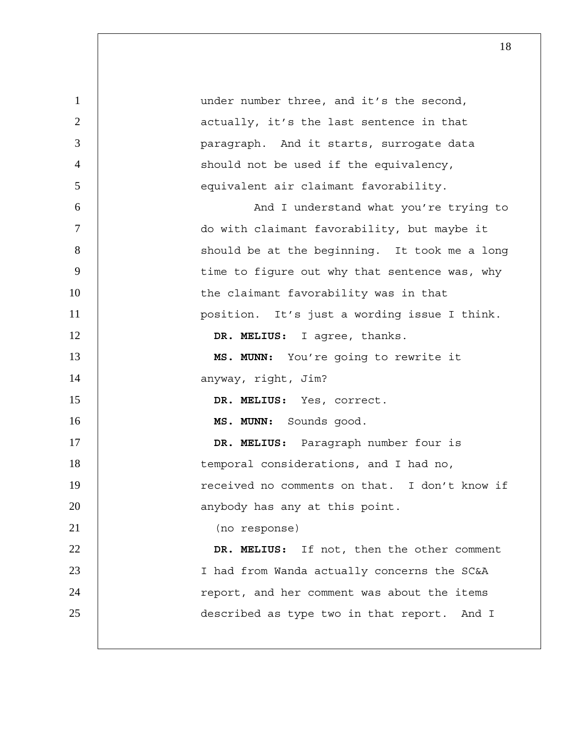under number three, and it's the second, actually, it's the last sentence in that paragraph. And it starts, surrogate data should not be used if the equivalency, equivalent air claimant favorability.

And I understand what you're trying to do with claimant favorability, but maybe it should be at the beginning. It took me a long time to figure out why that sentence was, why the claimant favorability was in that position. It's just a wording issue I think.

**DR. MELIUS:** I agree, thanks.

**MS. MUNN:** You're going to rewrite it anyway, right, Jim?

**DR. MELIUS:** Yes, correct.

**MS. MUNN:** Sounds good.

**DR. MELIUS:** Paragraph number four is temporal considerations, and I had no, received no comments on that. I don't know if anybody has any at this point.

(no response)

**DR. MELIUS:** If not, then the other comment I had from Wanda actually concerns the SC&A report, and her comment was about the items described as type two in that report. And I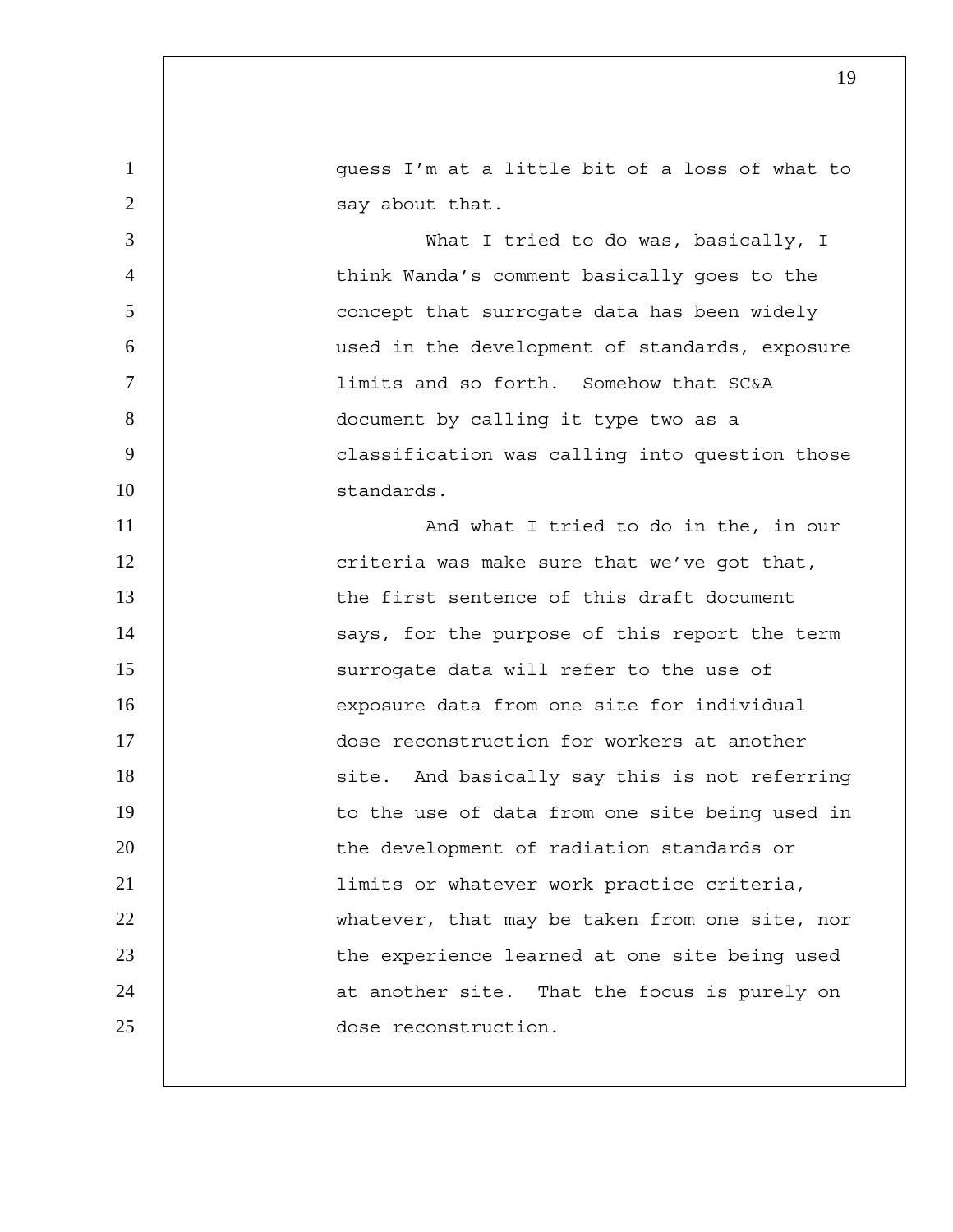guess I'm at a little bit of a loss of what to say about that.

What I tried to do was, basically, I think Wanda's comment basically goes to the concept that surrogate data has been widely used in the development of standards, exposure limits and so forth. Somehow that SC&A document by calling it type two as a classification was calling into question those standards.

And what I tried to do in the, in our criteria was make sure that we've got that, the first sentence of this draft document says, for the purpose of this report the term surrogate data will refer to the use of exposure data from one site for individual dose reconstruction for workers at another site. And basically say this is not referring to the use of data from one site being used in the development of radiation standards or limits or whatever work practice criteria, whatever, that may be taken from one site, nor the experience learned at one site being used at another site. That the focus is purely on dose reconstruction.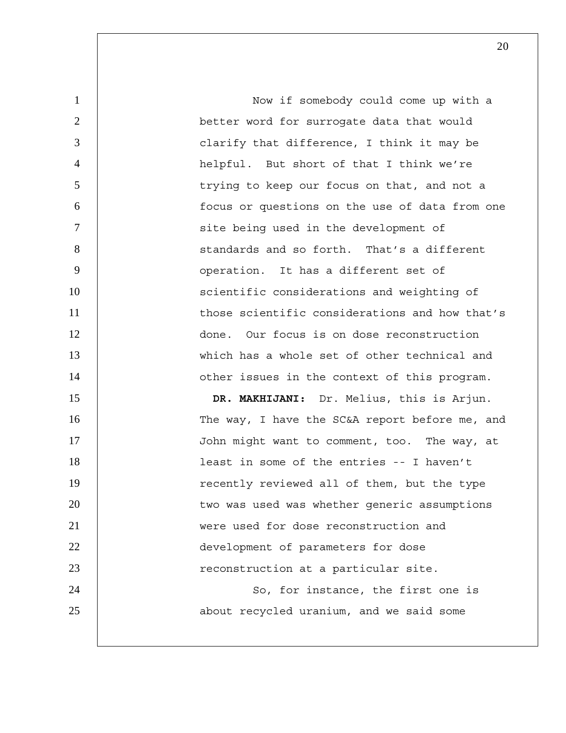Now if somebody could come up with a better word for surrogate data that would clarify that difference, I think it may be helpful. But short of that I think we're trying to keep our focus on that, and not a focus or questions on the use of data from one site being used in the development of standards and so forth. That's a different operation. It has a different set of scientific considerations and weighting of those scientific considerations and how that's done. Our focus is on dose reconstruction which has a whole set of other technical and other issues in the context of this program.

**DR. MAKHIJANI:** Dr. Melius, this is Arjun. The way, I have the SC&A report before me, and John might want to comment, too. The way, at least in some of the entries -- I haven't recently reviewed all of them, but the type two was used was whether generic assumptions were used for dose reconstruction and development of parameters for dose reconstruction at a particular site.

So, for instance, the first one is about recycled uranium, and we said some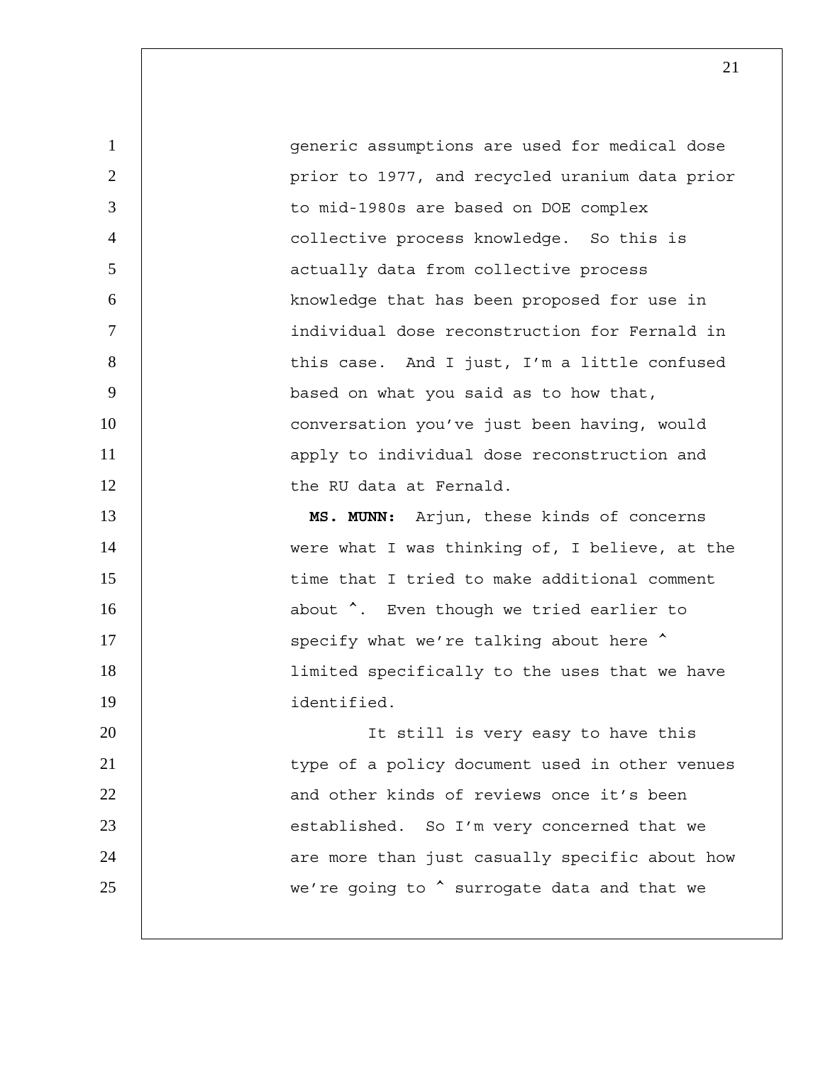generic assumptions are used for medical dose prior to 1977, and recycled uranium data prior to mid-1980s are based on DOE complex collective process knowledge. So this is actually data from collective process knowledge that has been proposed for use in individual dose reconstruction for Fernald in this case. And I just, I'm a little confused based on what you said as to how that, conversation you've just been having, would apply to individual dose reconstruction and the RU data at Fernald.

**MS. MUNN:** Arjun, these kinds of concerns were what I was thinking of, I believe, at the time that I tried to make additional comment about ^. Even though we tried earlier to specify what we're talking about here ^ limited specifically to the uses that we have identified.

It still is very easy to have this type of a policy document used in other venues and other kinds of reviews once it's been established. So I'm very concerned that we are more than just casually specific about how we're going to ^ surrogate data and that we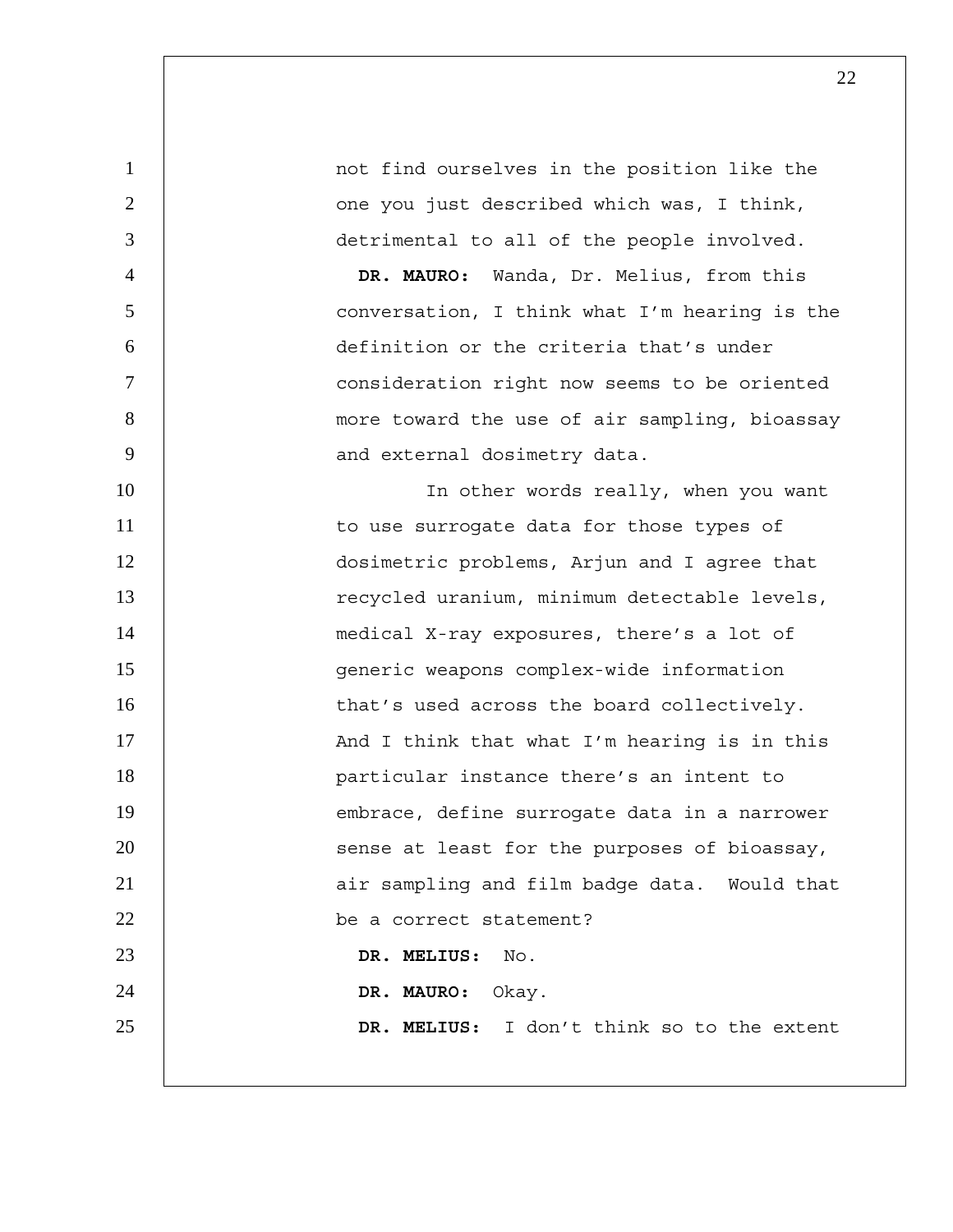not find ourselves in the position like the one you just described which was, I think, detrimental to all of the people involved.

**DR. MAURO:** Wanda, Dr. Melius, from this conversation, I think what I'm hearing is the definition or the criteria that's under consideration right now seems to be oriented more toward the use of air sampling, bioassay and external dosimetry data.

In other words really, when you want to use surrogate data for those types of dosimetric problems, Arjun and I agree that recycled uranium, minimum detectable levels, medical X-ray exposures, there's a lot of generic weapons complex-wide information that's used across the board collectively. And I think that what I'm hearing is in this particular instance there's an intent to embrace, define surrogate data in a narrower sense at least for the purposes of bioassay, air sampling and film badge data. Would that be a correct statement?

**DR. MELIUS:** No.

**DR. MAURO:** Okay.

**DR. MELIUS:** I don't think so to the extent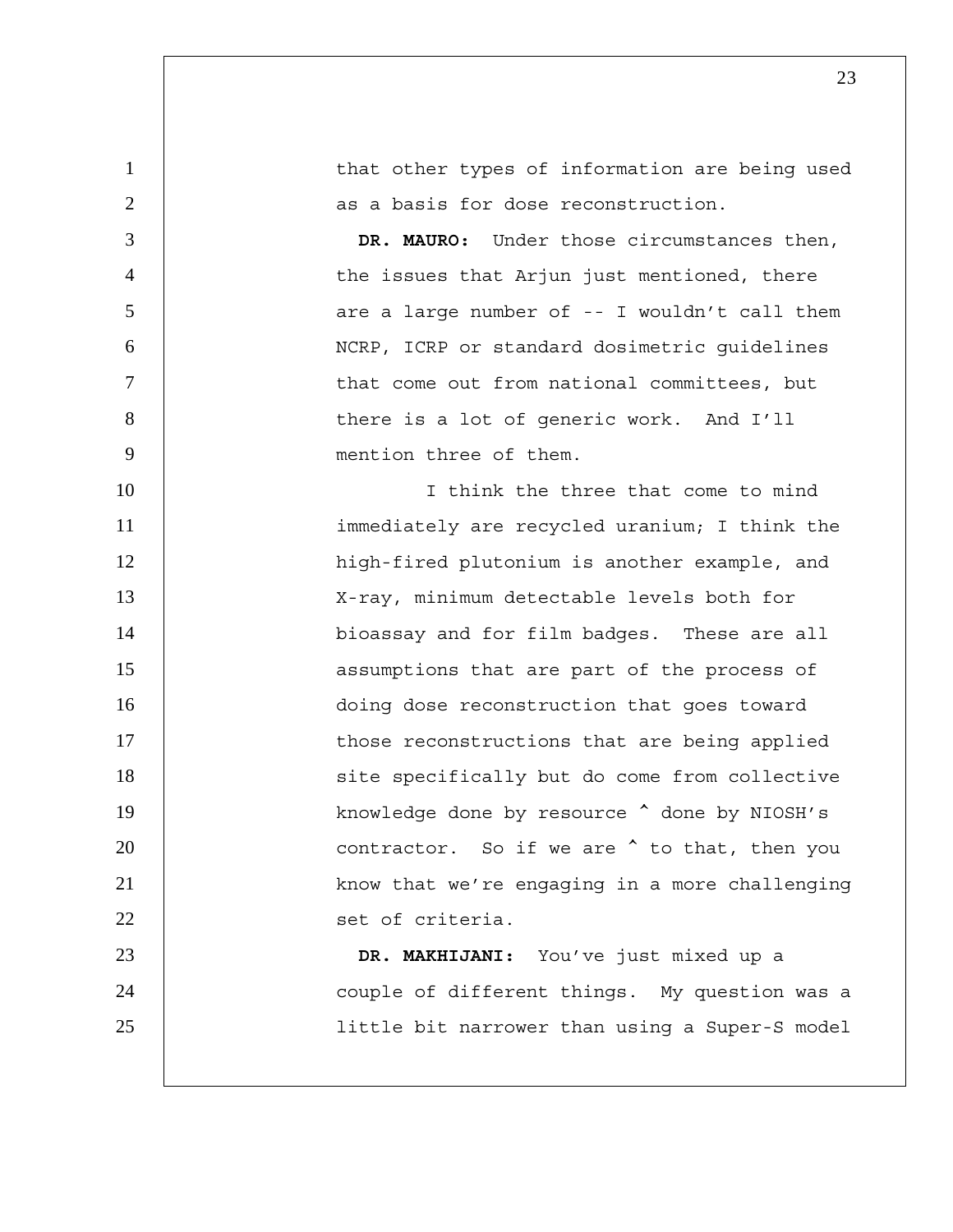that other types of information are being used as a basis for dose reconstruction.

**DR. MAURO:** Under those circumstances then, the issues that Arjun just mentioned, there are a large number of -- I wouldn't call them NCRP, ICRP or standard dosimetric guidelines that come out from national committees, but there is a lot of generic work. And I'll mention three of them.

I think the three that come to mind immediately are recycled uranium; I think the high-fired plutonium is another example, and X-ray, minimum detectable levels both for bioassay and for film badges. These are all assumptions that are part of the process of doing dose reconstruction that goes toward those reconstructions that are being applied site specifically but do come from collective knowledge done by resource ^ done by NIOSH's contractor. So if we are ^ to that, then you know that we're engaging in a more challenging set of criteria.

**DR. MAKHIJANI:** You've just mixed up a couple of different things. My question was a little bit narrower than using a Super-S model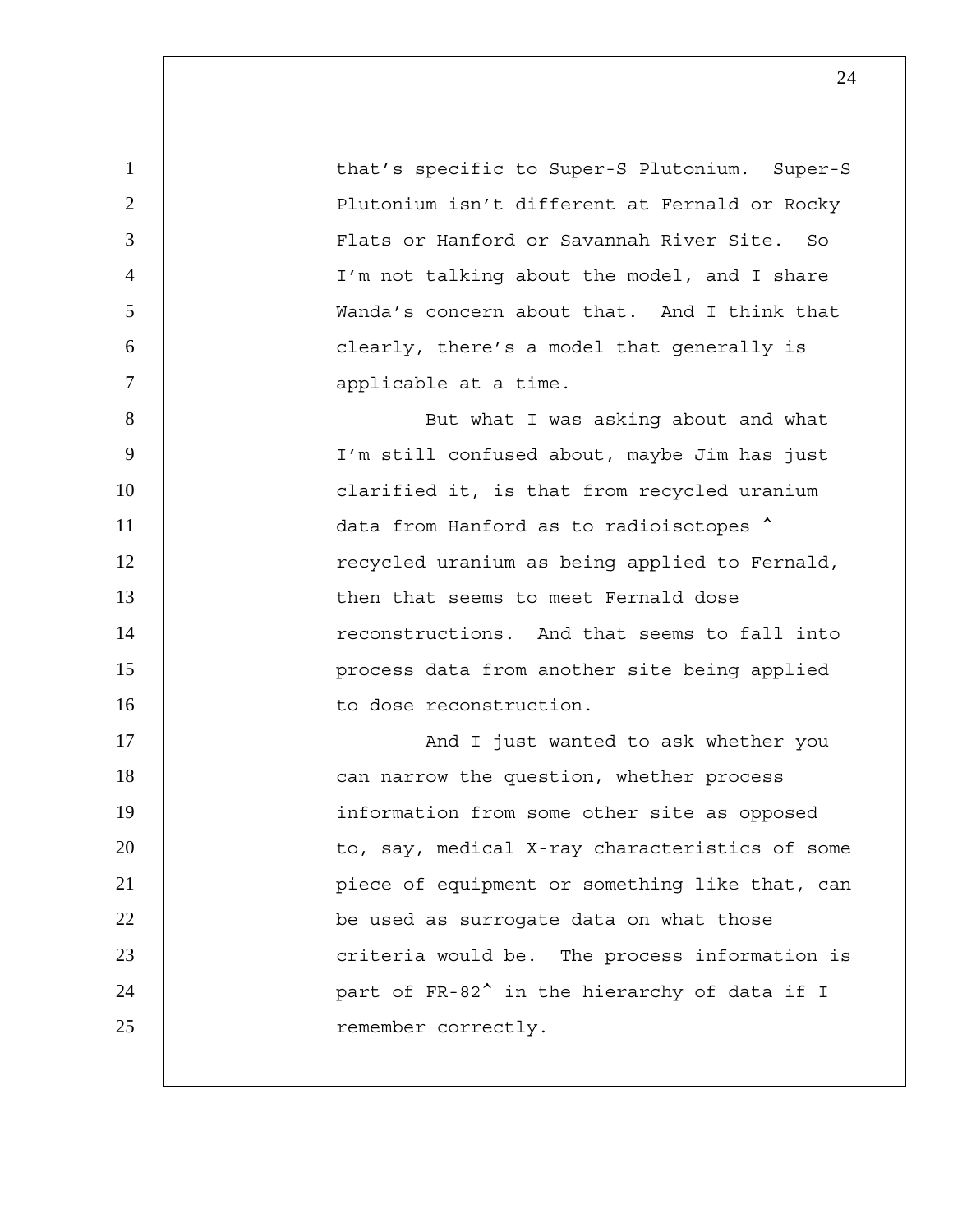that's specific to Super-S Plutonium. Super-S Plutonium isn't different at Fernald or Rocky Flats or Hanford or Savannah River Site. So I'm not talking about the model, and I share Wanda's concern about that. And I think that clearly, there's a model that generally is applicable at a time.

But what I was asking about and what I'm still confused about, maybe Jim has just clarified it, is that from recycled uranium data from Hanford as to radioisotopes ^ recycled uranium as being applied to Fernald, then that seems to meet Fernald dose reconstructions. And that seems to fall into process data from another site being applied to dose reconstruction.

And I just wanted to ask whether you can narrow the question, whether process information from some other site as opposed to, say, medical X-ray characteristics of some piece of equipment or something like that, can be used as surrogate data on what those criteria would be. The process information is part of FR-82^ in the hierarchy of data if I remember correctly.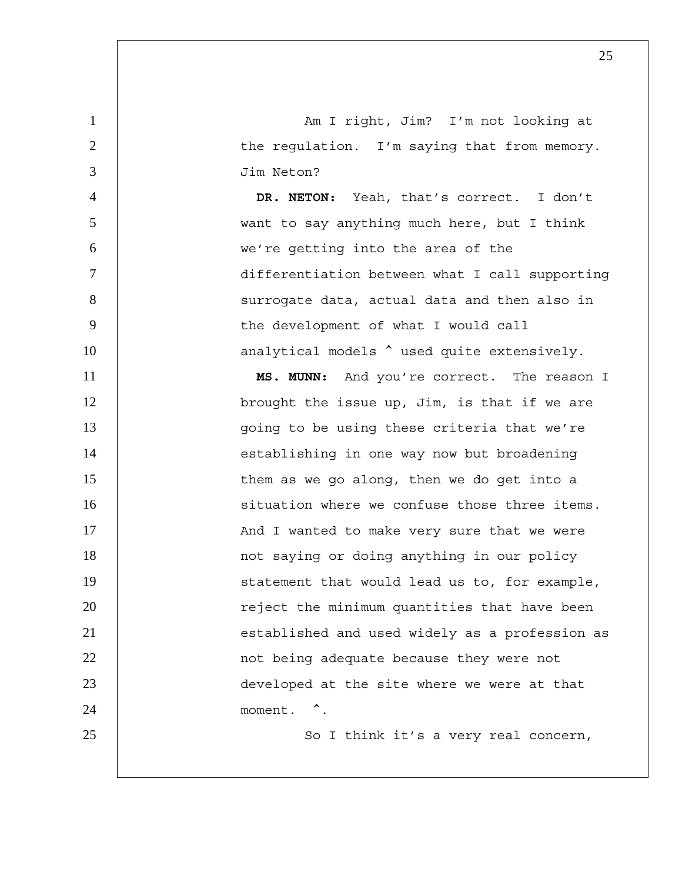Am I right, Jim? I'm not looking at the regulation. I'm saying that from memory. Jim Neton?

**DR. NETON:** Yeah, that's correct. I don't want to say anything much here, but I think we're getting into the area of the differentiation between what I call supporting surrogate data, actual data and then also in the development of what I would call analytical models ^ used quite extensively.

**MS. MUNN:** And you're correct. The reason I brought the issue up, Jim, is that if we are going to be using these criteria that we're establishing in one way now but broadening them as we go along, then we do get into a situation where we confuse those three items. And I wanted to make very sure that we were not saying or doing anything in our policy statement that would lead us to, for example, reject the minimum quantities that have been established and used widely as a profession as not being adequate because they were not developed at the site where we were at that moment. ^.

So I think it's a very real concern,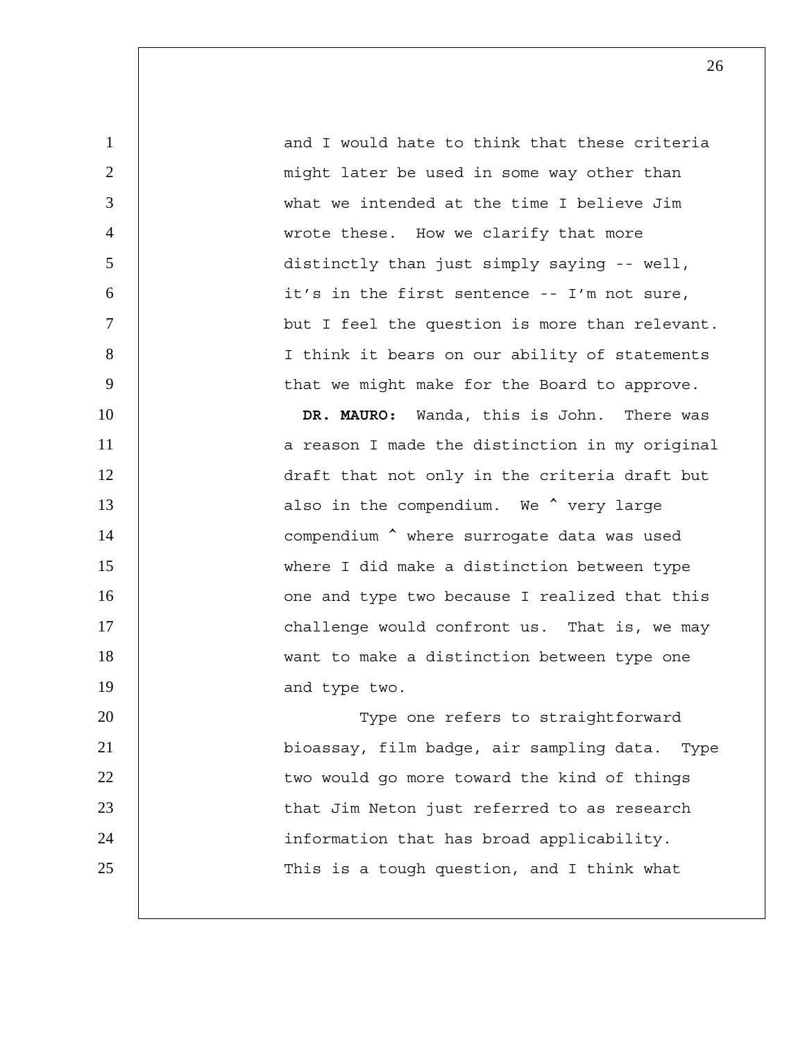and I would hate to think that these criteria might later be used in some way other than what we intended at the time I believe Jim wrote these. How we clarify that more distinctly than just simply saying -- well, it's in the first sentence -- I'm not sure, but I feel the question is more than relevant. I think it bears on our ability of statements that we might make for the Board to approve.

**DR. MAURO:** Wanda, this is John. There was a reason I made the distinction in my original draft that not only in the criteria draft but also in the compendium. We ^ very large compendium ^ where surrogate data was used where I did make a distinction between type one and type two because I realized that this challenge would confront us. That is, we may want to make a distinction between type one and type two.

Type one refers to straightforward bioassay, film badge, air sampling data. Type two would go more toward the kind of things that Jim Neton just referred to as research information that has broad applicability. This is a tough question, and I think what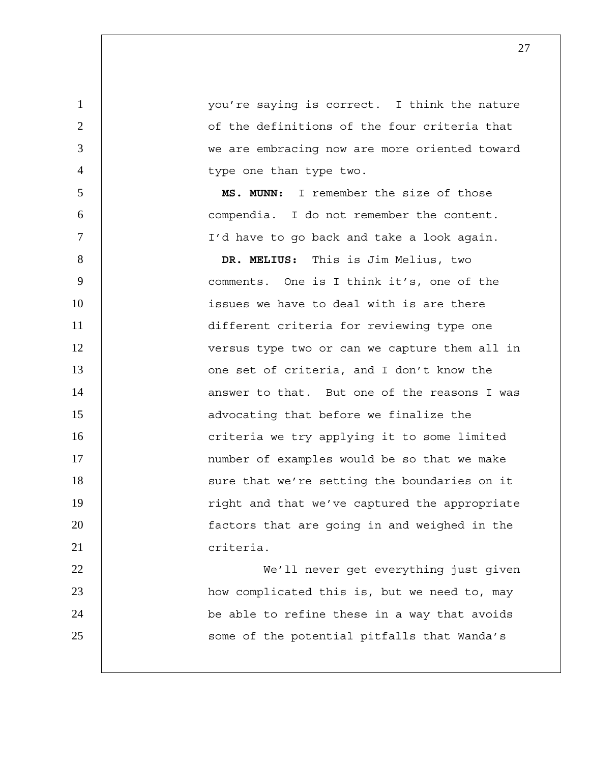you're saying is correct. I think the nature of the definitions of the four criteria that we are embracing now are more oriented toward type one than type two.

**MS. MUNN:** I remember the size of those compendia. I do not remember the content. I'd have to go back and take a look again.

**DR. MELIUS:** This is Jim Melius, two comments. One is I think it's, one of the issues we have to deal with is are there different criteria for reviewing type one versus type two or can we capture them all in one set of criteria, and I don't know the answer to that. But one of the reasons I was advocating that before we finalize the criteria we try applying it to some limited number of examples would be so that we make sure that we're setting the boundaries on it right and that we've captured the appropriate factors that are going in and weighed in the criteria.

We'll never get everything just given how complicated this is, but we need to, may be able to refine these in a way that avoids some of the potential pitfalls that Wanda's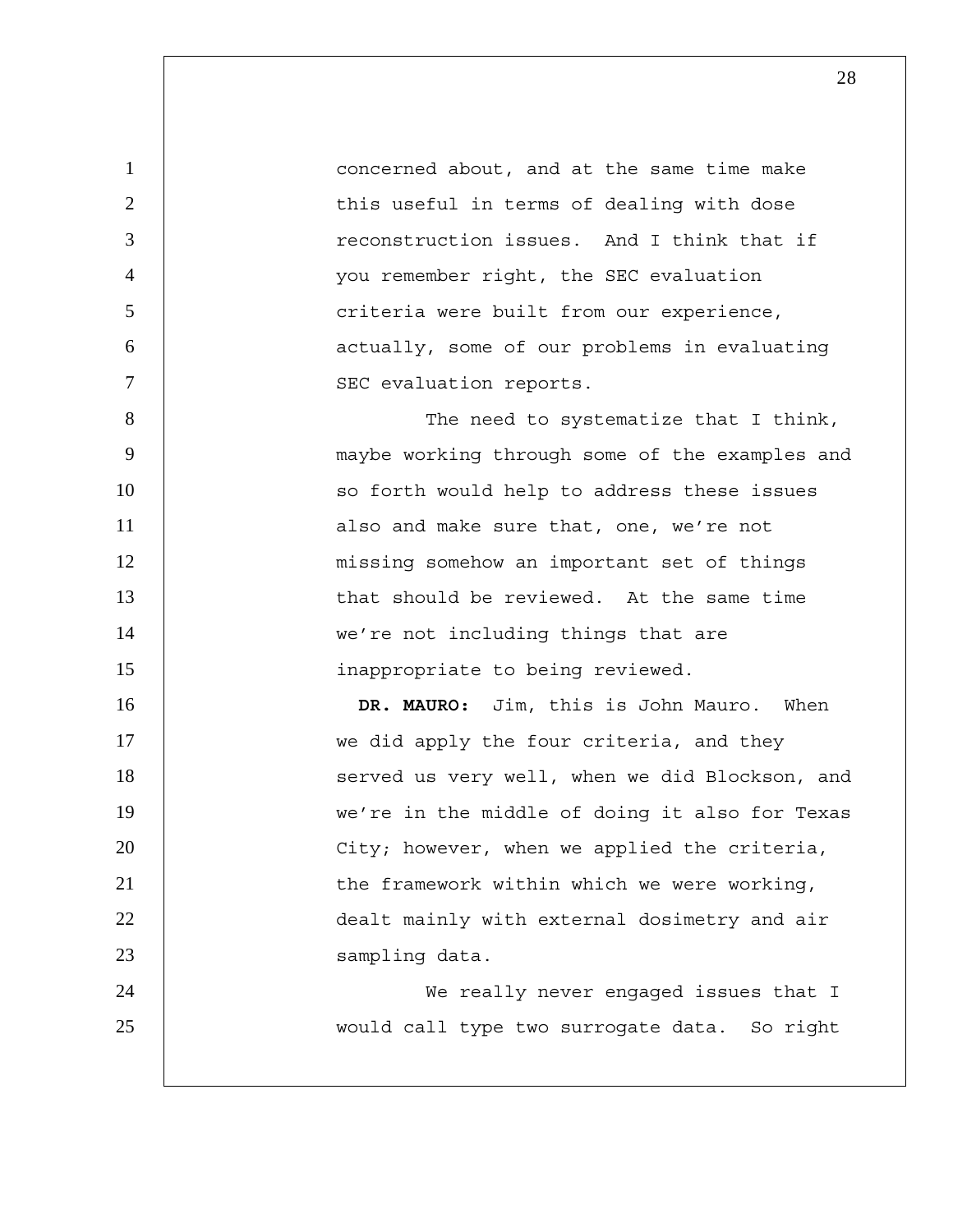concerned about, and at the same time make this useful in terms of dealing with dose reconstruction issues. And I think that if you remember right, the SEC evaluation criteria were built from our experience, actually, some of our problems in evaluating SEC evaluation reports.

The need to systematize that I think, maybe working through some of the examples and so forth would help to address these issues also and make sure that, one, we're not missing somehow an important set of things that should be reviewed. At the same time we're not including things that are inappropriate to being reviewed.

**DR. MAURO:** Jim, this is John Mauro. When we did apply the four criteria, and they served us very well, when we did Blockson, and we're in the middle of doing it also for Texas City; however, when we applied the criteria, the framework within which we were working, dealt mainly with external dosimetry and air sampling data.

We really never engaged issues that I would call type two surrogate data. So right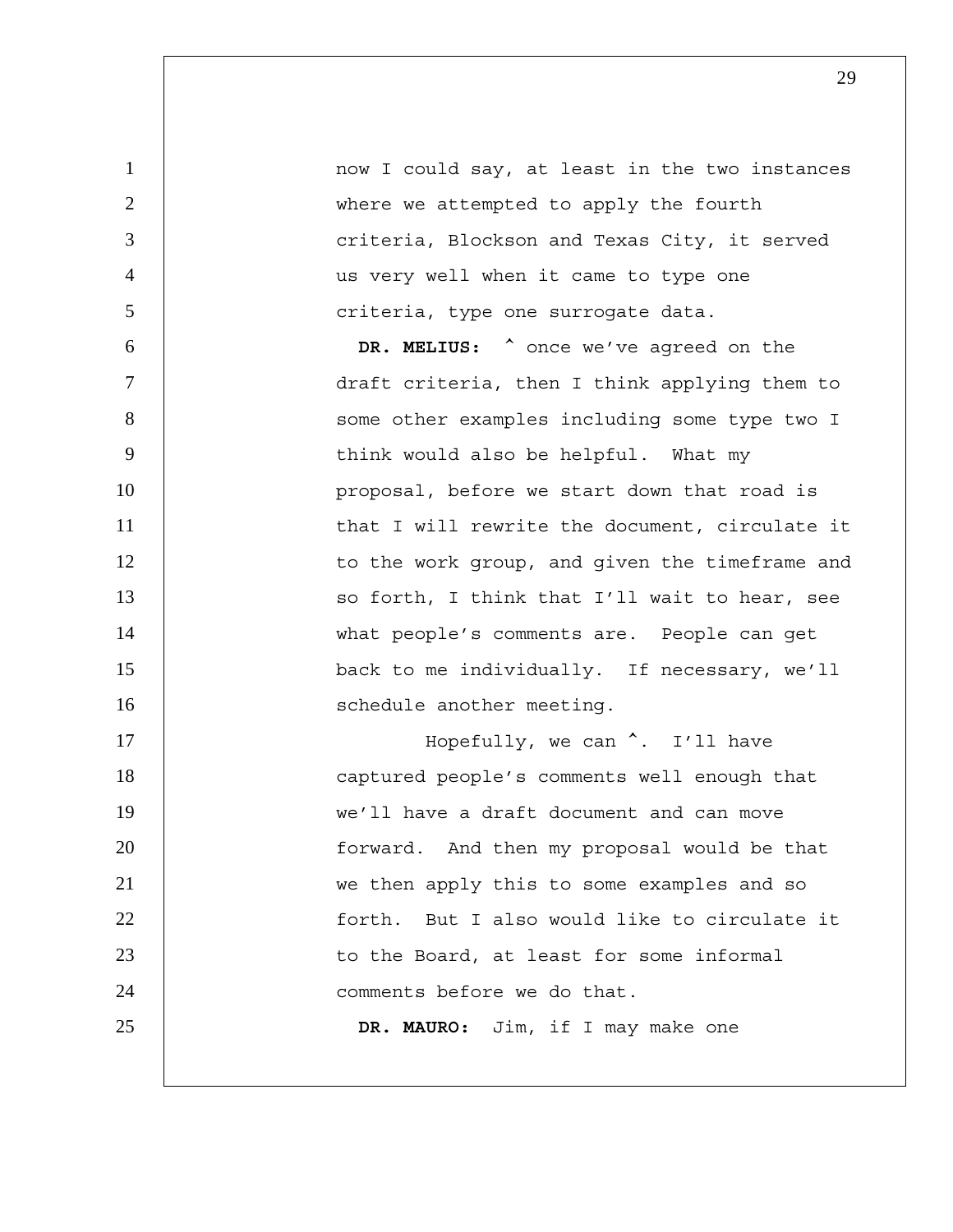now I could say, at least in the two instances where we attempted to apply the fourth criteria, Blockson and Texas City, it served us very well when it came to type one criteria, type one surrogate data.

**DR. MELIUS:** ^ once we've agreed on the draft criteria, then I think applying them to some other examples including some type two I think would also be helpful. What my proposal, before we start down that road is that I will rewrite the document, circulate it to the work group, and given the timeframe and so forth, I think that I'll wait to hear, see what people's comments are. People can get back to me individually. If necessary, we'll schedule another meeting.

Hopefully, we can ^. I'll have captured people's comments well enough that we'll have a draft document and can move forward. And then my proposal would be that we then apply this to some examples and so forth. But I also would like to circulate it to the Board, at least for some informal comments before we do that.

**DR. MAURO:** Jim, if I may make one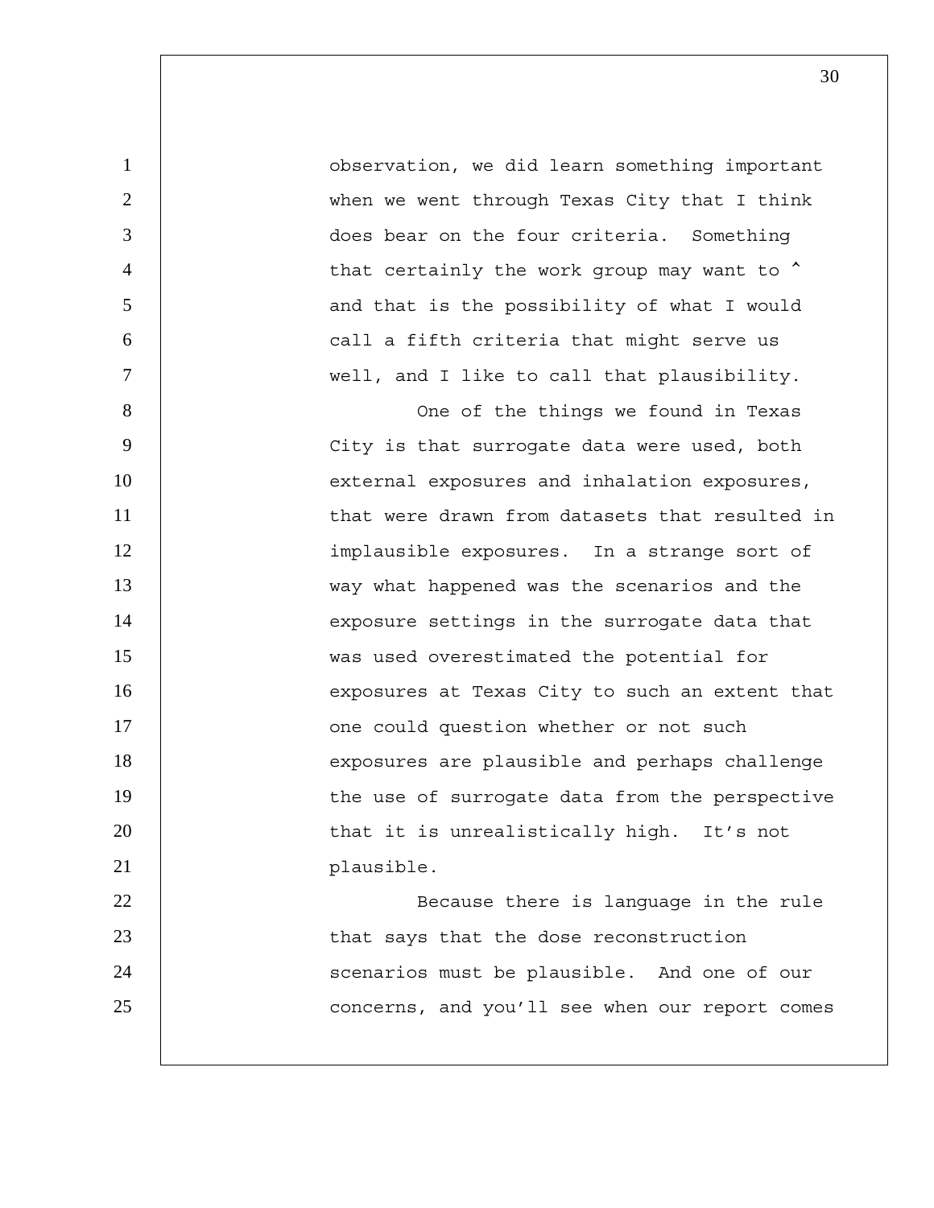observation, we did learn something important when we went through Texas City that I think does bear on the four criteria. Something that certainly the work group may want to ^ and that is the possibility of what I would call a fifth criteria that might serve us well, and I like to call that plausibility.

One of the things we found in Texas City is that surrogate data were used, both external exposures and inhalation exposures, that were drawn from datasets that resulted in implausible exposures. In a strange sort of way what happened was the scenarios and the exposure settings in the surrogate data that was used overestimated the potential for exposures at Texas City to such an extent that one could question whether or not such exposures are plausible and perhaps challenge the use of surrogate data from the perspective that it is unrealistically high. It's not plausible.

Because there is language in the rule that says that the dose reconstruction scenarios must be plausible. And one of our concerns, and you'll see when our report comes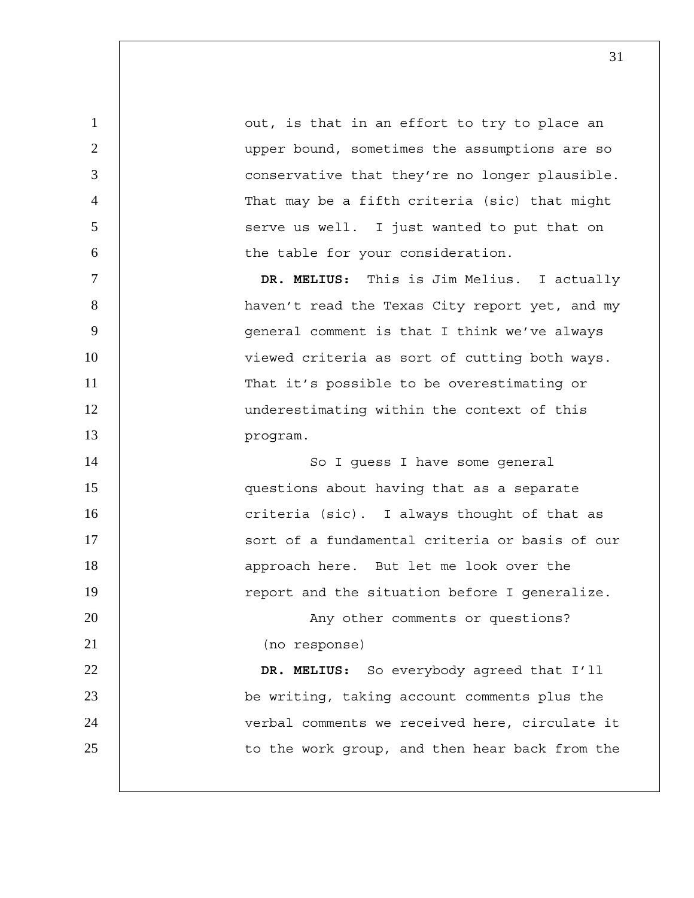out, is that in an effort to try to place an upper bound, sometimes the assumptions are so conservative that they're no longer plausible. That may be a fifth criteria (sic) that might serve us well. I just wanted to put that on the table for your consideration.

**DR. MELIUS:** This is Jim Melius. I actually haven't read the Texas City report yet, and my general comment is that I think we've always viewed criteria as sort of cutting both ways. That it's possible to be overestimating or underestimating within the context of this program.

So I guess I have some general questions about having that as a separate criteria (sic). I always thought of that as sort of a fundamental criteria or basis of our approach here. But let me look over the report and the situation before I generalize.

Any other comments or questions?

(no response)

**DR. MELIUS:** So everybody agreed that I'll be writing, taking account comments plus the verbal comments we received here, circulate it to the work group, and then hear back from the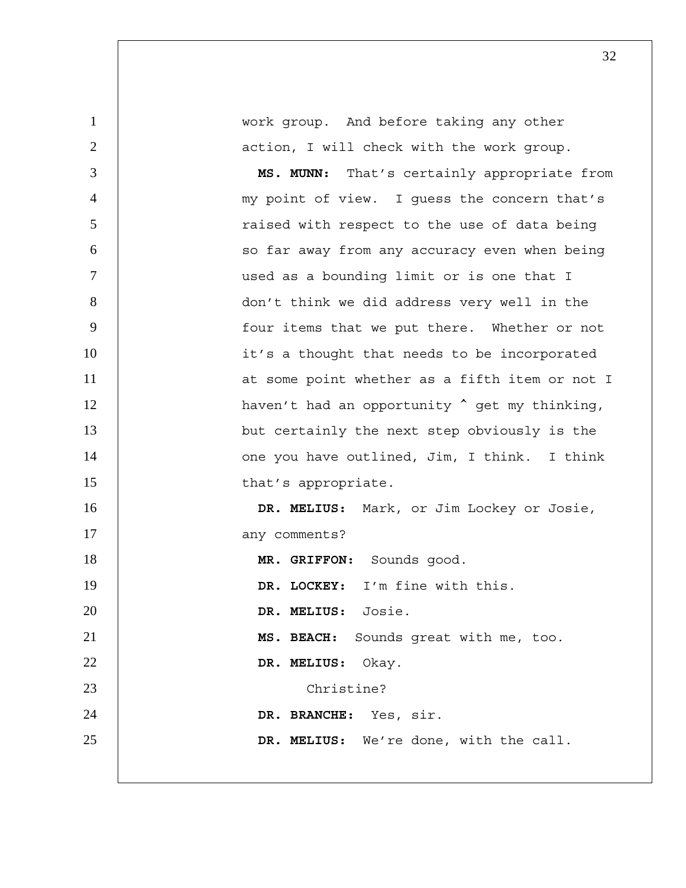work group. And before taking any other action, I will check with the work group.

**MS. MUNN:** That's certainly appropriate from my point of view. I guess the concern that's raised with respect to the use of data being so far away from any accuracy even when being used as a bounding limit or is one that I don't think we did address very well in the four items that we put there. Whether or not it's a thought that needs to be incorporated at some point whether as a fifth item or not I haven't had an opportunity ^ get my thinking, but certainly the next step obviously is the one you have outlined, Jim, I think. I think that's appropriate.

**DR. MELIUS:** Mark, or Jim Lockey or Josie, any comments?

**MR. GRIFFON:** Sounds good.

**DR. LOCKEY:** I'm fine with this.

**DR. MELIUS:** Josie.

**MS. BEACH:** Sounds great with me, too.

**DR. MELIUS:** Okay.

Christine?

**DR. BRANCHE:** Yes, sir.

**DR. MELIUS:** We're done, with the call.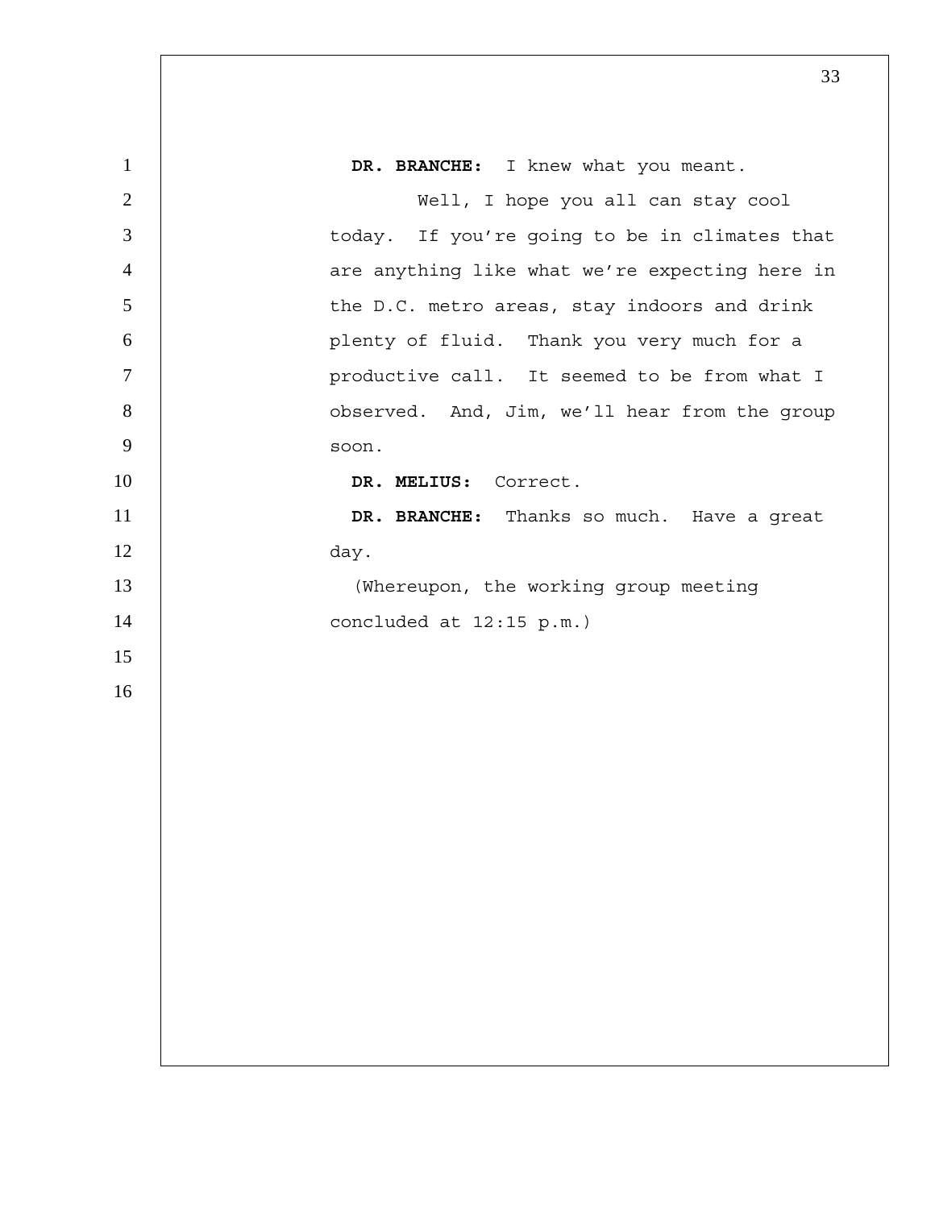**DR. BRANCHE:** I knew what you meant.

Well, I hope you all can stay cool today. If you're going to be in climates that are anything like what we're expecting here in the D.C. metro areas, stay indoors and drink plenty of fluid. Thank you very much for a productive call. It seemed to be from what I observed. And, Jim, we'll hear from the group soon.

**DR. MELIUS:** Correct.

**DR. BRANCHE:** Thanks so much. Have a great day.

(Whereupon, the working group meeting concluded at 12:15 p.m.)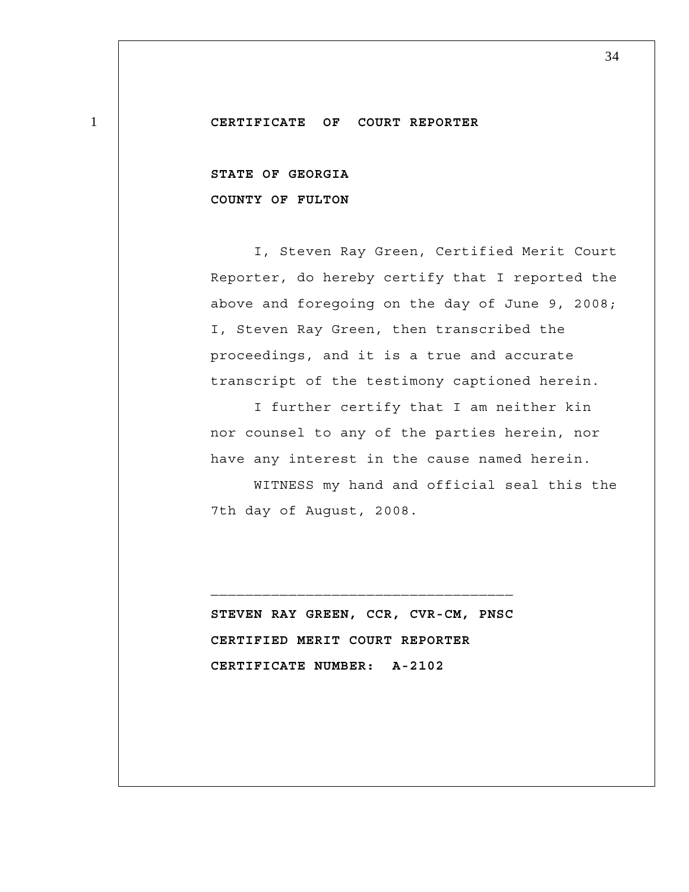**CERTIFICATE OF COURT REPORTER**

**STATE OF GEORGIA**

**COUNTY OF FULTON**

I, Steven Ray Green, Certified Merit Court Reporter, do hereby certify that I reported the above and foregoing on the day of June 9, 2008; I, Steven Ray Green, then transcribed the proceedings, and it is a true and accurate transcript of the testimony captioned herein.

I further certify that I am neither kin nor counsel to any of the parties herein, nor have any interest in the cause named herein.

WITNESS my hand and official seal this the 7th day of August, 2008.

\_\_\_\_\_\_\_\_\_\_\_\_\_\_\_\_\_\_\_\_\_\_\_\_\_\_\_\_\_\_\_\_\_\_\_

**STEVEN RAY GREEN, CCR, CVR-CM, PNSC**

**CERTIFIED MERIT COURT REPORTER**

**CERTIFICATE NUMBER: A-2102**